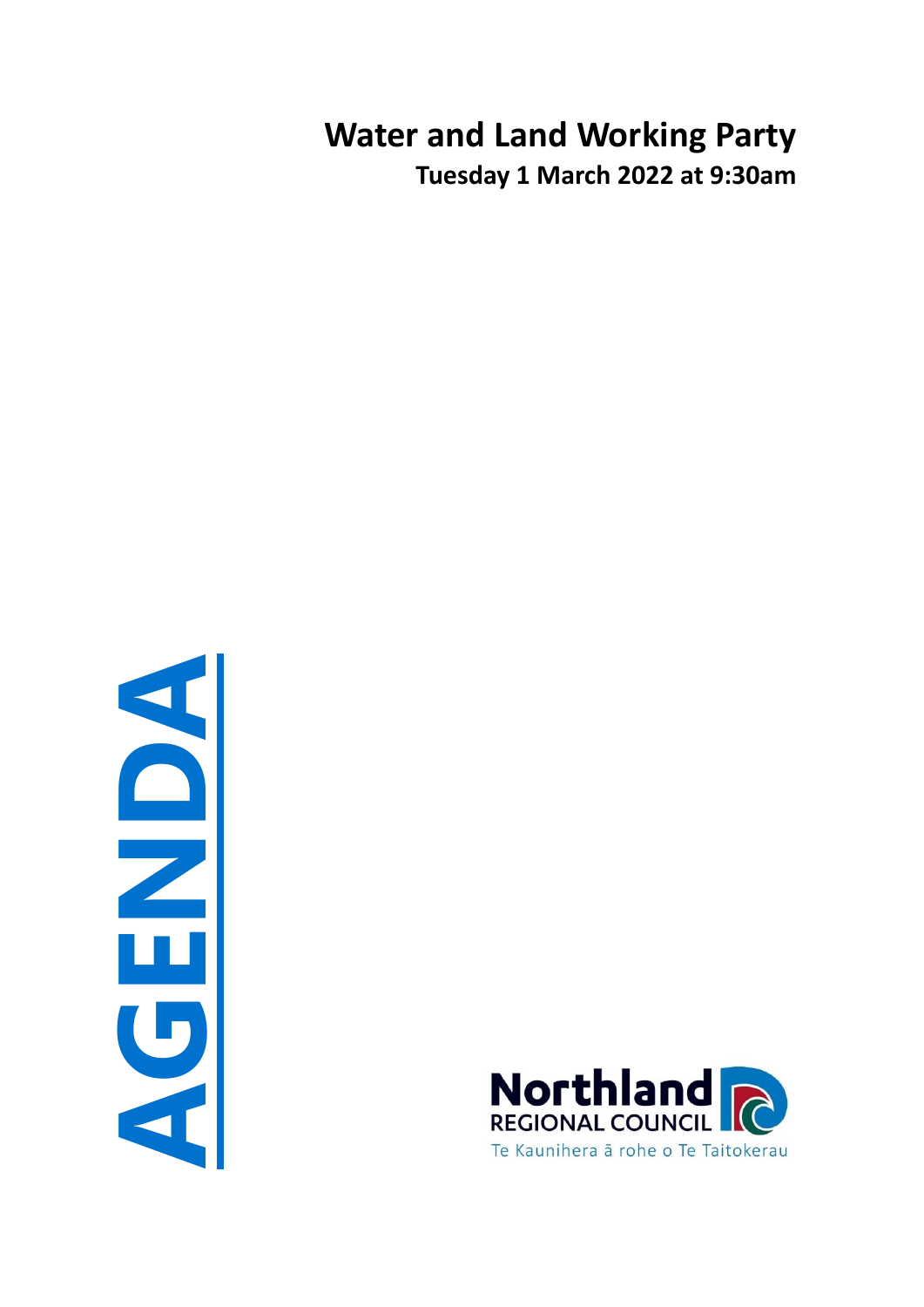# Water and Land Working Party

**Tuesday 1 March 2022 at 9:30am**

AGENDA

Northland REGIONAL COUNCIL

Te Kaunihera ā rohe o Te Taitokerau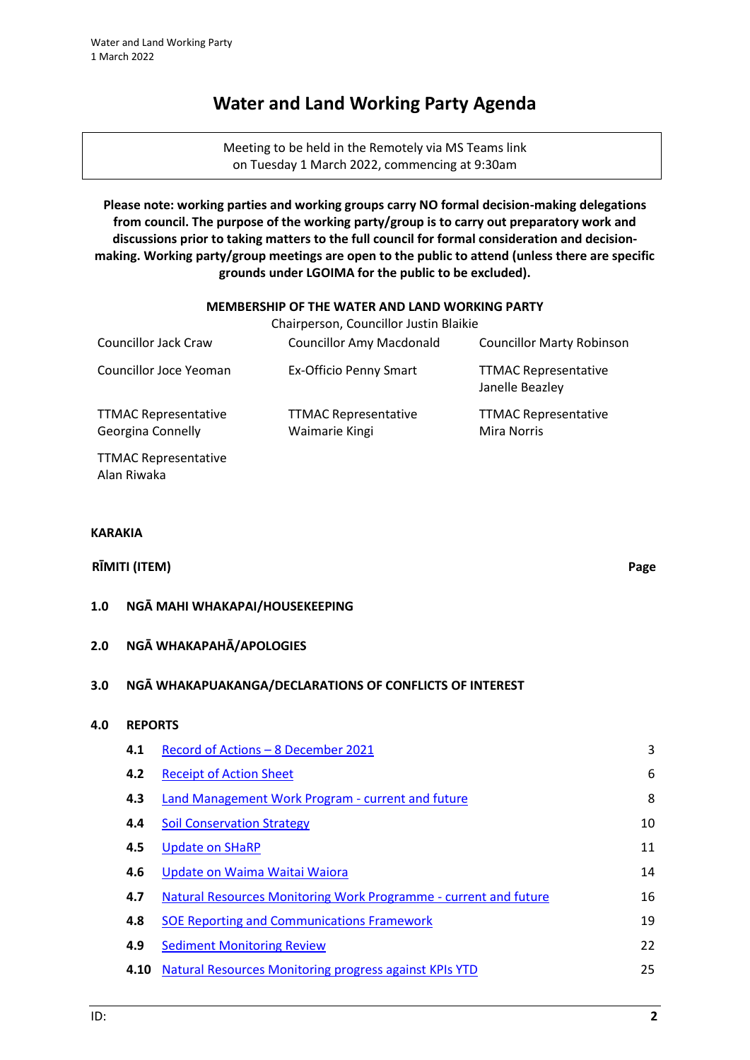# Water and Land Working Party Agenda

Meeting to be held in the Remotely via MS Teams link
on Tuesday 1 March 2022, commencing at 9:30am

**Please note: working parties and working groups carry NO formal decision-making delegations from council. The purpose of the working party/group is to carry out preparatory work and discussions prior to taking matters to the full council for formal consideration and decision-making. Working party/group meetings are open to the public to attend (unless there are specific grounds under LGOIMA for the public to be excluded).**

**MEMBERSHIP OF THE WATER AND LAND WORKING PARTY**

Chairperson, Councillor Justin Blaikie

| | | |
|---|---|---|
| Councillor Jack Craw | Councillor Amy Macdonald | Councillor Marty Robinson |
| Councillor Joce Yeoman | Ex-Officio Penny Smart | TTMAC Representative Janelle Beazley |
| TTMAC Representative Georgina Connelly | TTMAC Representative Waimarie Kingi | TTMAC Representative Mira Norris |
| TTMAC Representative Alan Riwaka | | |

**KARAKIA**

**RĪMITI (ITEM)** — **Page**

**1.0 NGĀ MAHI WHAKAPAI/HOUSEKEEPING**

**2.0 NGĀ WHAKAPAHĀ/APOLOGIES**

**3.0 NGĀ WHAKAPUAKANGA/DECLARATIONS OF CONFLICTS OF INTEREST**

**4.0 REPORTS**

| | | |
|---|---|---|
| **4.1** | Record of Actions – 8 December 2021 | 3 |
| **4.2** | Receipt of Action Sheet | 6 |
| **4.3** | Land Management Work Program - current and future | 8 |
| **4.4** | Soil Conservation Strategy | 10 |
| **4.5** | Update on SHaRP | 11 |
| **4.6** | Update on Waima Waitai Waiora | 14 |
| **4.7** | Natural Resources Monitoring Work Programme - current and future | 16 |
| **4.8** | SOE Reporting and Communications Framework | 19 |
| **4.9** | Sediment Monitoring Review | 22 |
| **4.10** | Natural Resources Monitoring progress against KPIs YTD | 25 |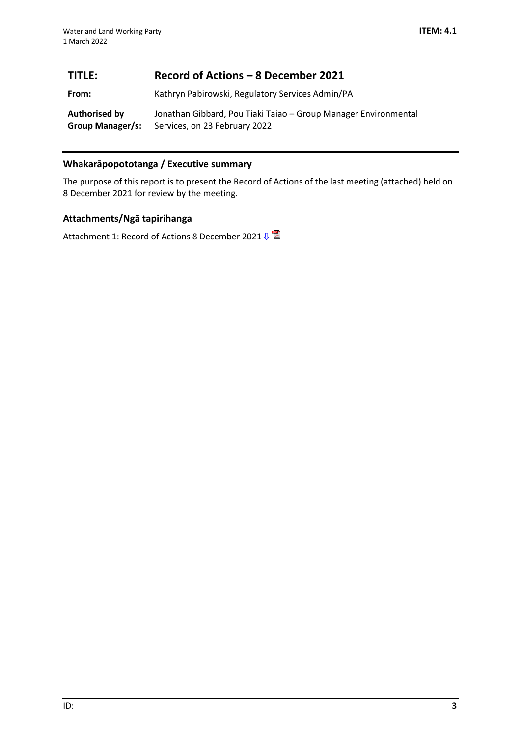| **TITLE:** | **Record of Actions – 8 December 2021** |
|---|---|
| **From:** | Kathryn Pabirowski, Regulatory Services Admin/PA |
| **Authorised by Group Manager/s:** | Jonathan Gibbard, Pou Tiaki Taiao – Group Manager Environmental Services, on 23 February 2022 |

## Whakarāpopototanga / Executive summary

The purpose of this report is to present the Record of Actions of the last meeting (attached) held on 8 December 2021 for review by the meeting.

## Attachments/Ngā tapirihanga

Attachment 1: Record of Actions 8 December 2021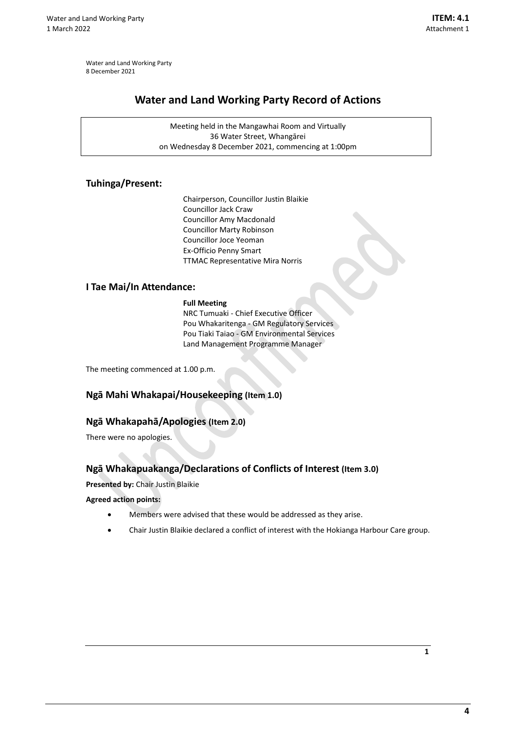Water and Land Working Party
8 December 2021

# Water and Land Working Party Record of Actions

Meeting held in the Mangawhai Room and Virtually
36 Water Street, Whangārei
on Wednesday 8 December 2021, commencing at 1:00pm

## Tuhinga/Present:

Chairperson, Councillor Justin Blaikie
Councillor Jack Craw
Councillor Amy Macdonald
Councillor Marty Robinson
Councillor Joce Yeoman
Ex-Officio Penny Smart
TTMAC Representative Mira Norris

## I Tae Mai/In Attendance:

**Full Meeting**
NRC Tumuaki - Chief Executive Officer
Pou Whakaritenga - GM Regulatory Services
Pou Tiaki Taiao - GM Environmental Services
Land Management Programme Manager

The meeting commenced at 1.00 p.m.

## Ngā Mahi Whakapai/Housekeeping (Item 1.0)

## Ngā Whakapahā/Apologies (Item 2.0)

There were no apologies.

## Ngā Whakapuakanga/Declarations of Conflicts of Interest (Item 3.0)

**Presented by:** Chair Justin Blaikie

**Agreed action points:**

- Members were advised that these would be addressed as they arise.
- Chair Justin Blaikie declared a conflict of interest with the Hokianga Harbour Care group.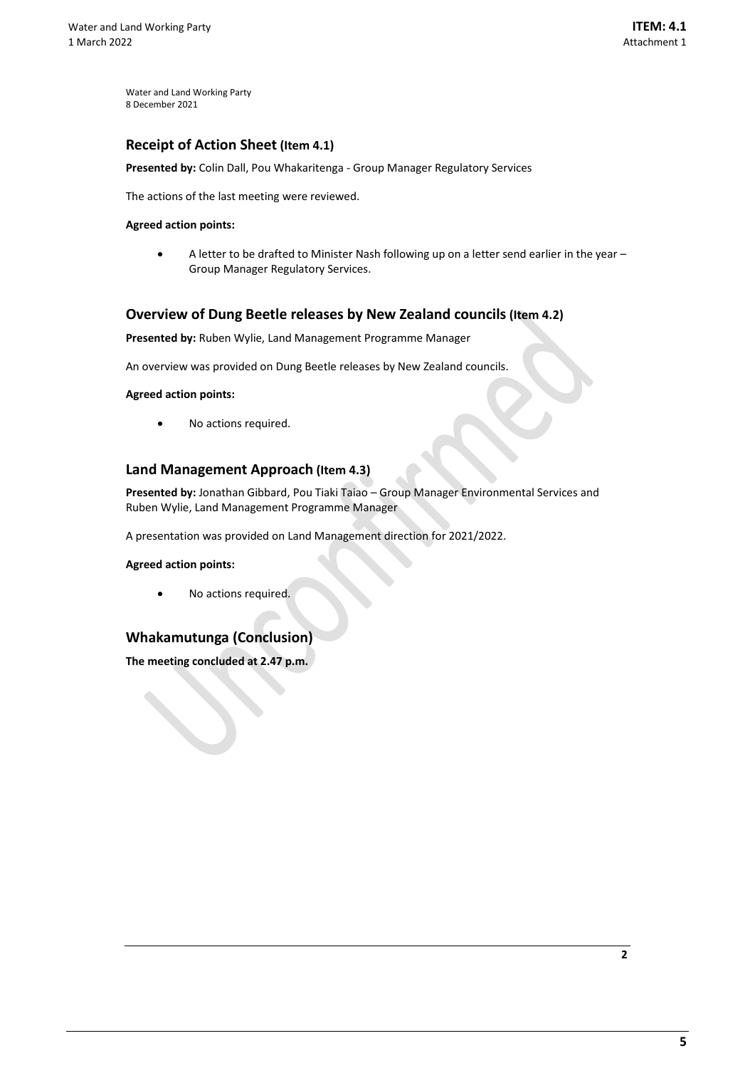Water and Land Working Party
8 December 2021

## Receipt of Action Sheet (Item 4.1)

**Presented by:** Colin Dall, Pou Whakaritenga - Group Manager Regulatory Services

The actions of the last meeting were reviewed.

**Agreed action points:**

- A letter to be drafted to Minister Nash following up on a letter send earlier in the year – Group Manager Regulatory Services.

## Overview of Dung Beetle releases by New Zealand councils (Item 4.2)

**Presented by:** Ruben Wylie, Land Management Programme Manager

An overview was provided on Dung Beetle releases by New Zealand councils.

**Agreed action points:**

- No actions required.

## Land Management Approach (Item 4.3)

**Presented by:** Jonathan Gibbard, Pou Tiaki Taiao – Group Manager Environmental Services and Ruben Wylie, Land Management Programme Manager

A presentation was provided on Land Management direction for 2021/2022.

**Agreed action points:**

- No actions required.

## Whakamutunga (Conclusion)

**The meeting concluded at 2.47 p.m.**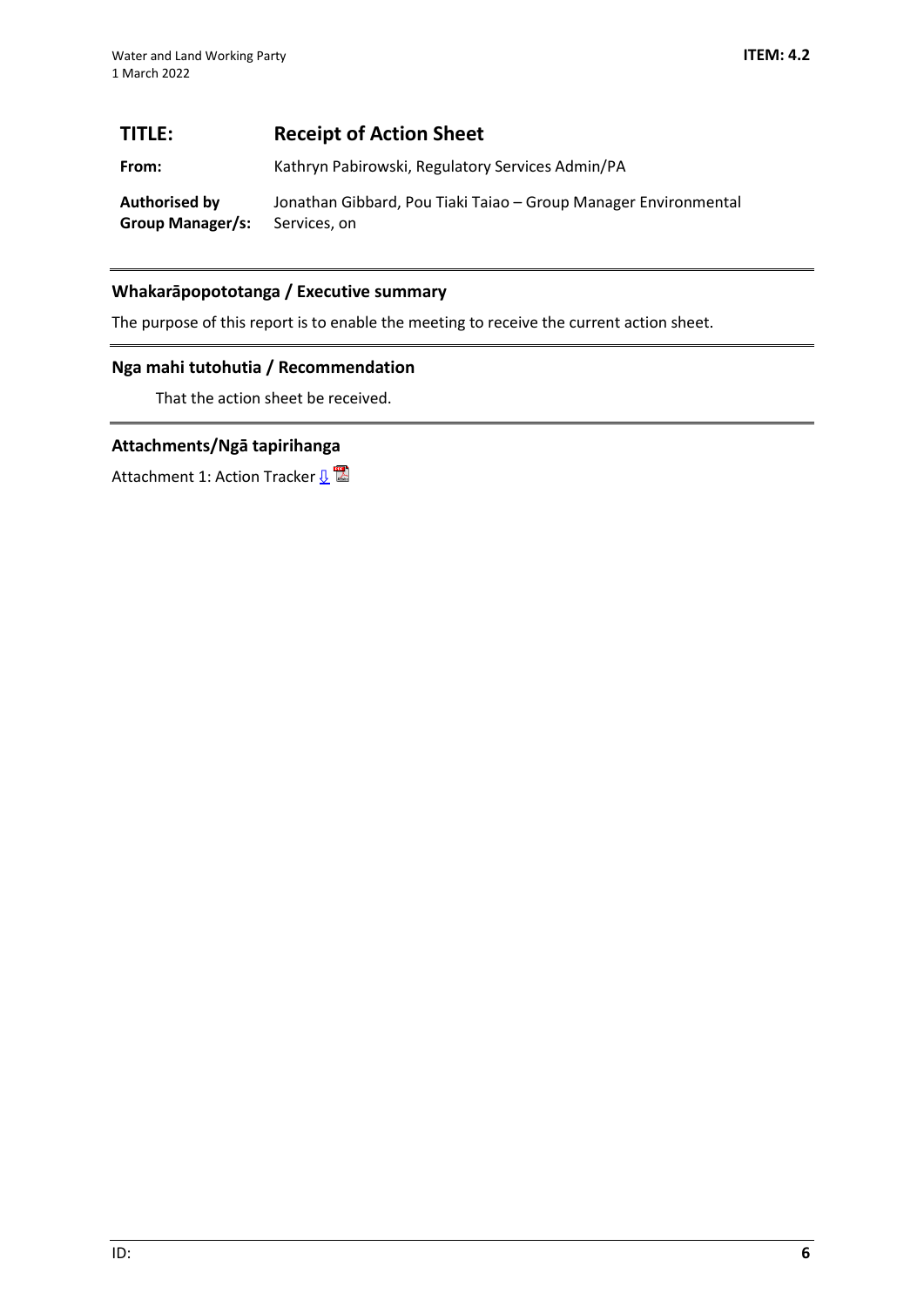**ITEM: 4.2**

| | |
|---|---|
| **TITLE:** | **Receipt of Action Sheet** |
| **From:** | Kathryn Pabirowski, Regulatory Services Admin/PA |
| **Authorised by Group Manager/s:** | Jonathan Gibbard, Pou Tiaki Taiao – Group Manager Environmental Services, on |

## Whakarāpopototanga / Executive summary

The purpose of this report is to enable the meeting to receive the current action sheet.

## Nga mahi tutohutia / Recommendation

That the action sheet be received.

## Attachments/Ngā tapirihanga

Attachment 1: Action Tracker ⇩

ID: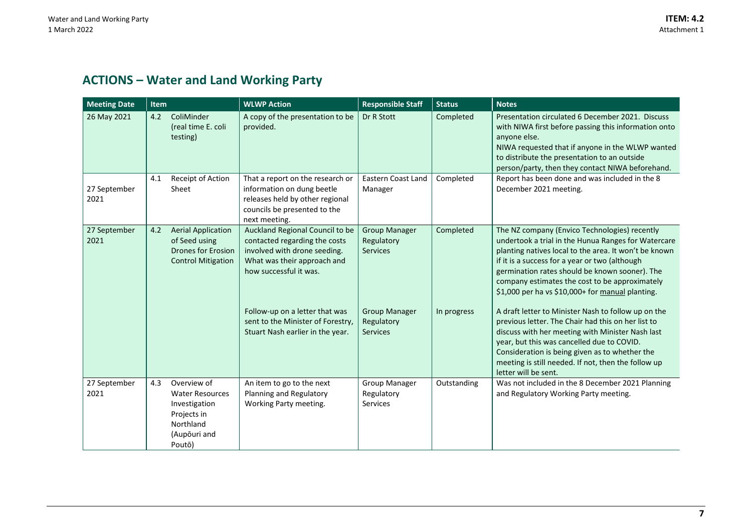## ACTIONS – Water and Land Working Party

| Meeting Date | Item | | WLWP Action | Responsible Staff | Status | Notes |
|---|---|---|---|---|---|---|
| 26 May 2021 | 4.2 | ColiMinder (real time E. coli testing) | A copy of the presentation to be provided. | Dr R Stott | Completed | Presentation circulated 6 December 2021. Discuss with NIWA first before passing this information onto anyone else. NIWA requested that if anyone in the WLWP wanted to distribute the presentation to an outside person/party, then they contact NIWA beforehand. |
| 27 September 2021 | 4.1 | Receipt of Action Sheet | That a report on the research or information on dung beetle releases held by other regional councils be presented to the next meeting. | Eastern Coast Land Manager | Completed | Report has been done and was included in the 8 December 2021 meeting. |
| 27 September 2021 | 4.2 | Aerial Application of Seed using Drones for Erosion Control Mitigation | Auckland Regional Council to be contacted regarding the costs involved with drone seeding. What was their approach and how successful it was. | Group Manager Regulatory Services | Completed | The NZ company (Envico Technologies) recently undertook a trial in the Hunua Ranges for Watercare planting natives local to the area. It won't be known if it is a success for a year or two (although germination rates should be known sooner). The company estimates the cost to be approximately $1,000 per ha vs $10,000+ for manual planting. |
| | | | Follow-up on a letter that was sent to the Minister of Forestry, Stuart Nash earlier in the year. | Group Manager Regulatory Services | In progress | A draft letter to Minister Nash to follow up on the previous letter. The Chair had this on her list to discuss with her meeting with Minister Nash last year, but this was cancelled due to COVID. Consideration is being given as to whether the meeting is still needed. If not, then the follow up letter will be sent. |
| 27 September 2021 | 4.3 | Overview of Water Resources Investigation Projects in Northland (Aupōuri and Poutō) | An item to go to the next Planning and Regulatory Working Party meeting. | Group Manager Regulatory Services | Outstanding | Was not included in the 8 December 2021 Planning and Regulatory Working Party meeting. |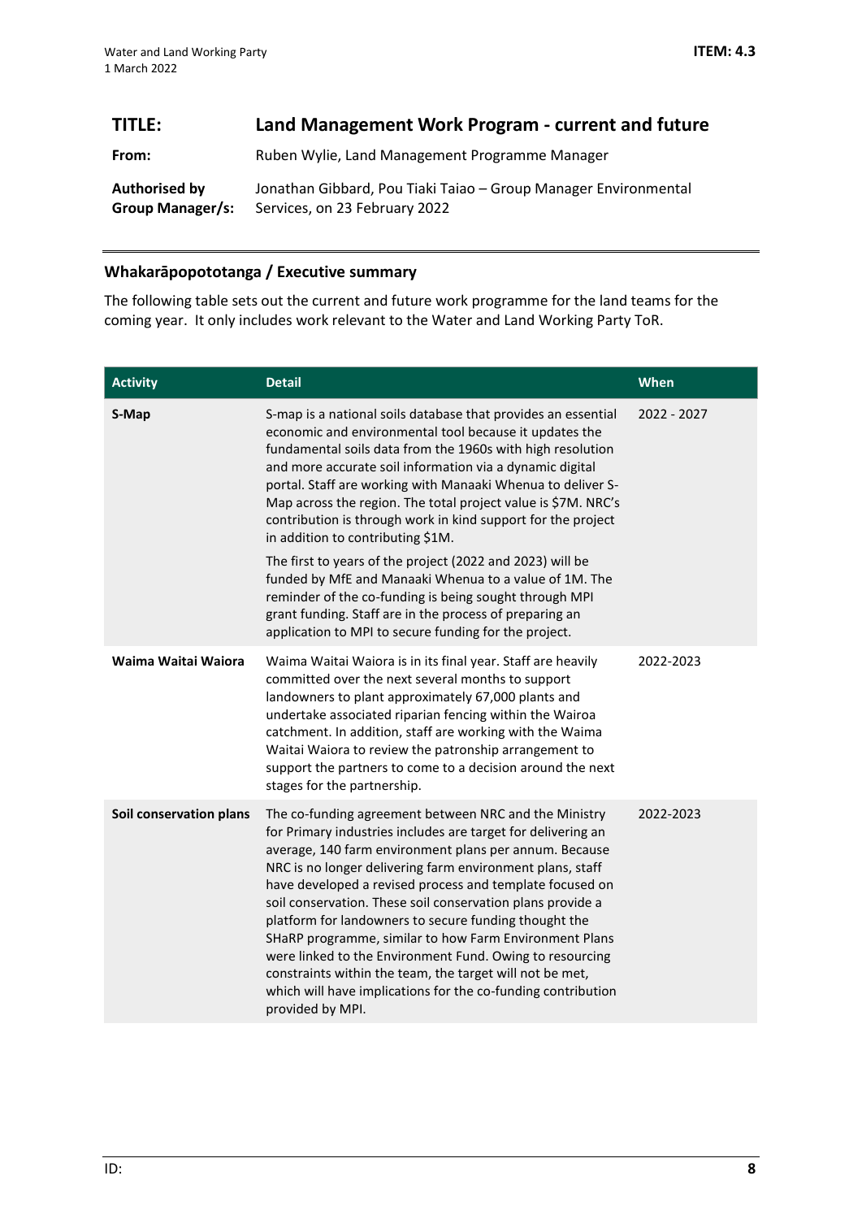## TITLE: Land Management Work Program - current and future

**From:** Ruben Wylie, Land Management Programme Manager

**Authorised by Group Manager/s:** Jonathan Gibbard, Pou Tiaki Taiao – Group Manager Environmental Services, on 23 February 2022

### Whakarāpopototanga / Executive summary

The following table sets out the current and future work programme for the land teams for the coming year. It only includes work relevant to the Water and Land Working Party ToR.

| Activity | Detail | When |
|---|---|---|
| **S-Map** | S-map is a national soils database that provides an essential economic and environmental tool because it updates the fundamental soils data from the 1960s with high resolution and more accurate soil information via a dynamic digital portal. Staff are working with Manaaki Whenua to deliver S-Map across the region. The total project value is \$7M. NRC's contribution is through work in kind support for the project in addition to contributing \$1M.<br><br>The first to years of the project (2022 and 2023) will be funded by MfE and Manaaki Whenua to a value of 1M. The reminder of the co-funding is being sought through MPI grant funding. Staff are in the process of preparing an application to MPI to secure funding for the project. | 2022 - 2027 |
| **Waima Waitai Waiora** | Waima Waitai Waiora is in its final year. Staff are heavily committed over the next several months to support landowners to plant approximately 67,000 plants and undertake associated riparian fencing within the Wairoa catchment. In addition, staff are working with the Waima Waitai Waiora to review the patronship arrangement to support the partners to come to a decision around the next stages for the partnership. | 2022-2023 |
| **Soil conservation plans** | The co-funding agreement between NRC and the Ministry for Primary industries includes are target for delivering an average, 140 farm environment plans per annum. Because NRC is no longer delivering farm environment plans, staff have developed a revised process and template focused on soil conservation. These soil conservation plans provide a platform for landowners to secure funding thought the SHaRP programme, similar to how Farm Environment Plans were linked to the Environment Fund. Owing to resourcing constraints within the team, the target will not be met, which will have implications for the co-funding contribution provided by MPI. | 2022-2023 |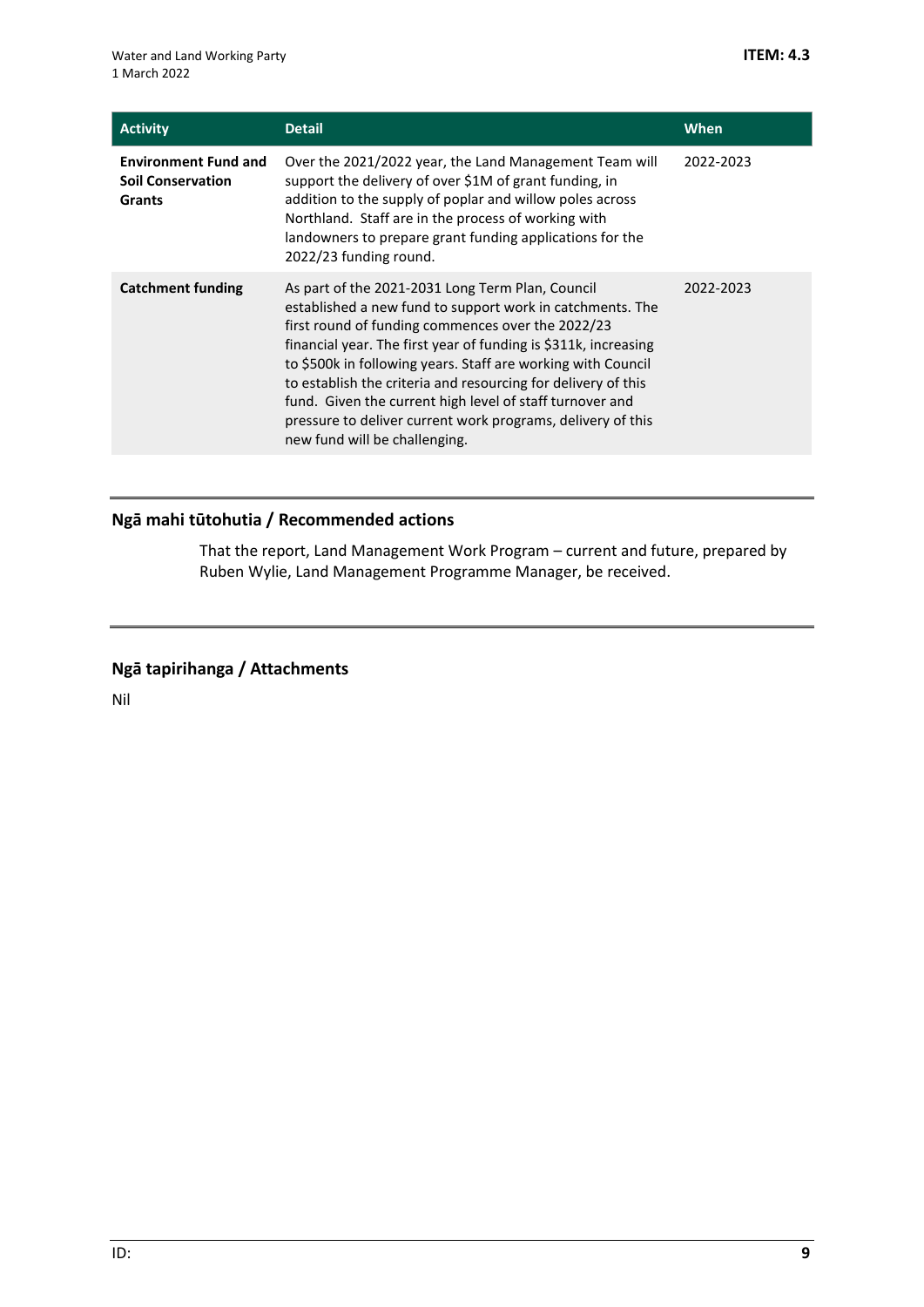| Activity | Detail | When |
|---|---|---|
| **Environment Fund and Soil Conservation Grants** | Over the 2021/2022 year, the Land Management Team will support the delivery of over $1M of grant funding, in addition to the supply of poplar and willow poles across Northland. Staff are in the process of working with landowners to prepare grant funding applications for the 2022/23 funding round. | 2022-2023 |
| **Catchment funding** | As part of the 2021-2031 Long Term Plan, Council established a new fund to support work in catchments. The first round of funding commences over the 2022/23 financial year. The first year of funding is $311k, increasing to $500k in following years. Staff are working with Council to establish the criteria and resourcing for delivery of this fund. Given the current high level of staff turnover and pressure to deliver current work programs, delivery of this new fund will be challenging. | 2022-2023 |

## Ngā mahi tūtohutia / Recommended actions

That the report, Land Management Work Program – current and future, prepared by Ruben Wylie, Land Management Programme Manager, be received.

## Ngā tapirihanga / Attachments

Nil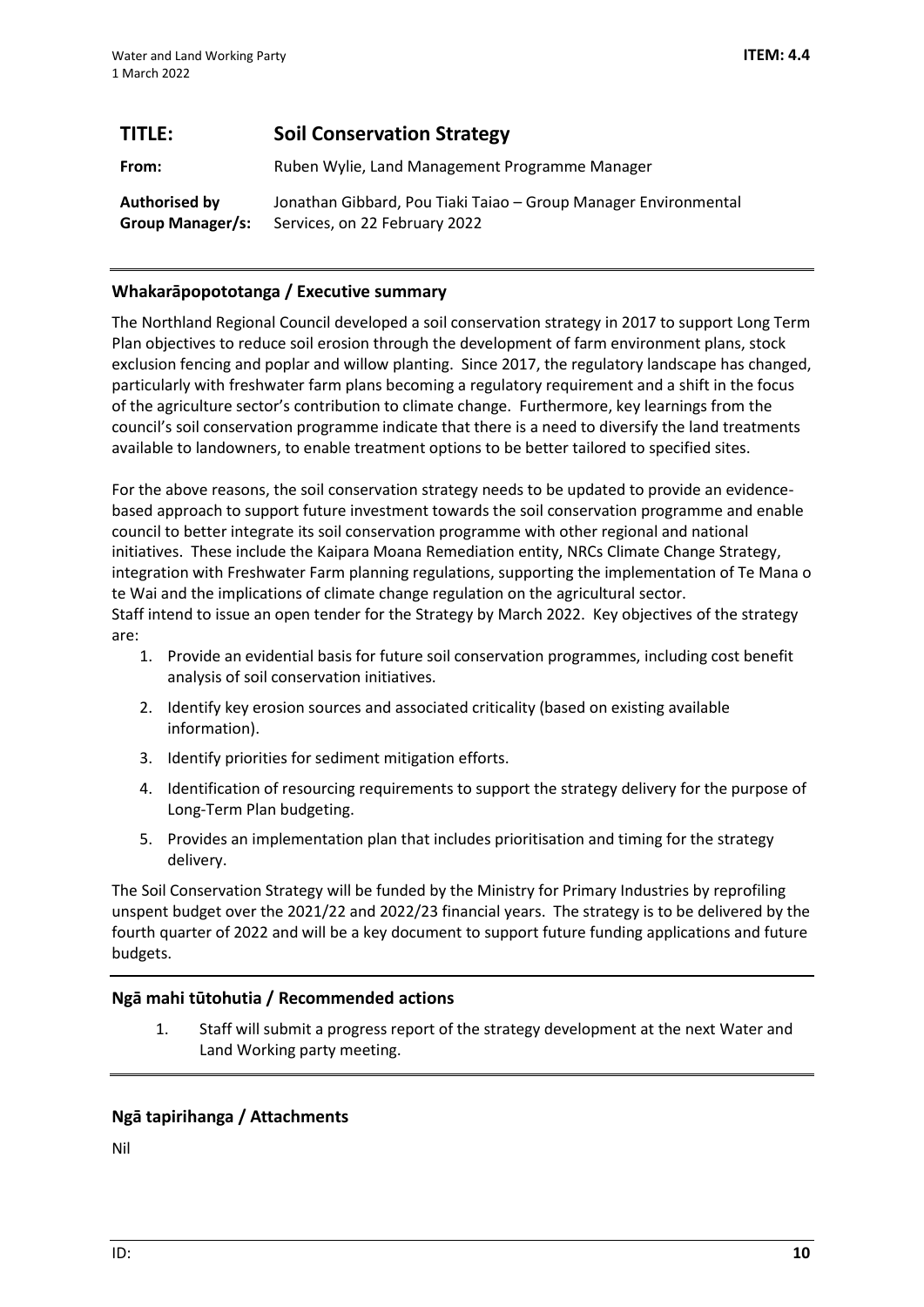| **TITLE:** | **Soil Conservation Strategy** |
|---|---|
| **From:** | Ruben Wylie, Land Management Programme Manager |
| **Authorised by Group Manager/s:** | Jonathan Gibbard, Pou Tiaki Taiao – Group Manager Environmental Services, on 22 February 2022 |

## Whakarāpopototanga / Executive summary

The Northland Regional Council developed a soil conservation strategy in 2017 to support Long Term Plan objectives to reduce soil erosion through the development of farm environment plans, stock exclusion fencing and poplar and willow planting. Since 2017, the regulatory landscape has changed, particularly with freshwater farm plans becoming a regulatory requirement and a shift in the focus of the agriculture sector's contribution to climate change. Furthermore, key learnings from the council's soil conservation programme indicate that there is a need to diversify the land treatments available to landowners, to enable treatment options to be better tailored to specified sites.

For the above reasons, the soil conservation strategy needs to be updated to provide an evidence-based approach to support future investment towards the soil conservation programme and enable council to better integrate its soil conservation programme with other regional and national initiatives. These include the Kaipara Moana Remediation entity, NRCs Climate Change Strategy, integration with Freshwater Farm planning regulations, supporting the implementation of Te Mana o te Wai and the implications of climate change regulation on the agricultural sector.
Staff intend to issue an open tender for the Strategy by March 2022. Key objectives of the strategy are:

1. Provide an evidential basis for future soil conservation programmes, including cost benefit analysis of soil conservation initiatives.
2. Identify key erosion sources and associated criticality (based on existing available information).
3. Identify priorities for sediment mitigation efforts.
4. Identification of resourcing requirements to support the strategy delivery for the purpose of Long-Term Plan budgeting.
5. Provides an implementation plan that includes prioritisation and timing for the strategy delivery.

The Soil Conservation Strategy will be funded by the Ministry for Primary Industries by reprofiling unspent budget over the 2021/22 and 2022/23 financial years. The strategy is to be delivered by the fourth quarter of 2022 and will be a key document to support future funding applications and future budgets.

## Ngā mahi tūtohutia / Recommended actions

1. Staff will submit a progress report of the strategy development at the next Water and Land Working party meeting.

## Ngā tapirihanga / Attachments

Nil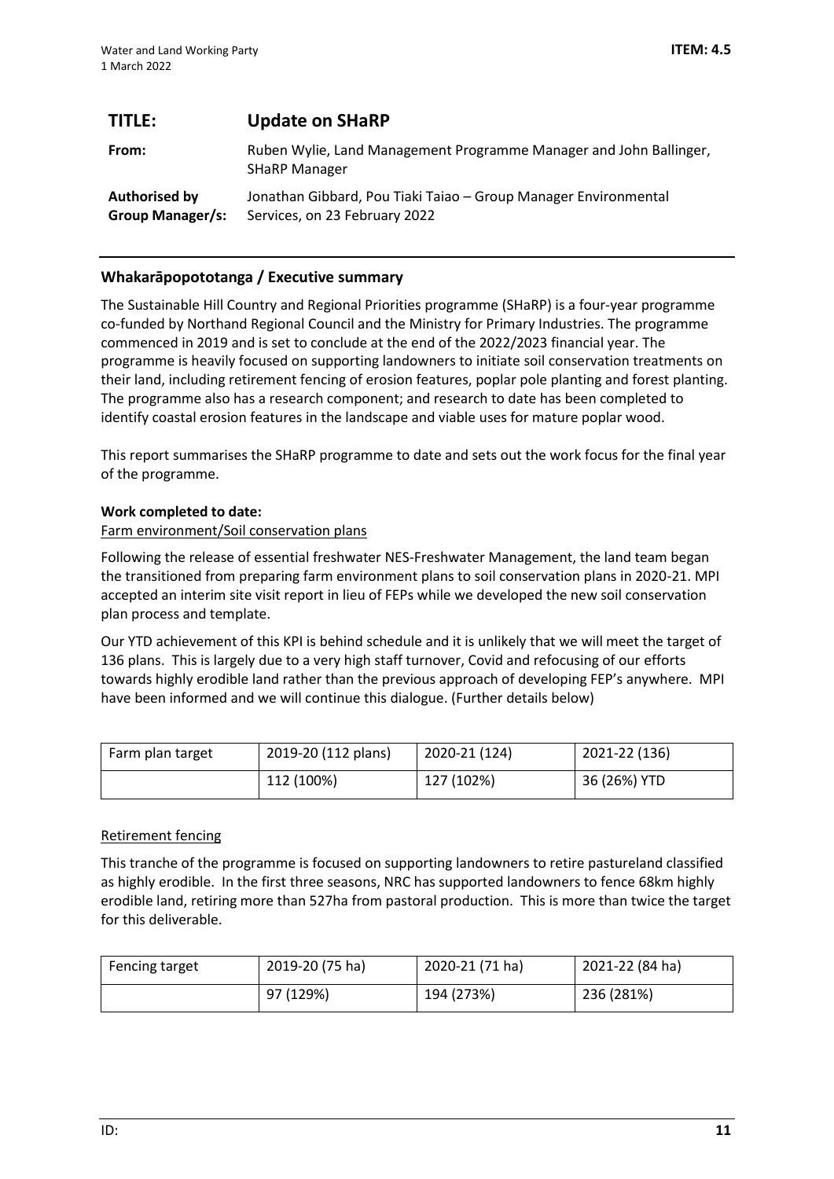| **TITLE:** | **Update on SHaRP** |
|---|---|
| **From:** | Ruben Wylie, Land Management Programme Manager and John Ballinger, SHaRP Manager |
| **Authorised by Group Manager/s:** | Jonathan Gibbard, Pou Tiaki Taiao – Group Manager Environmental Services, on 23 February 2022 |

## Whakarāpopototanga / Executive summary

The Sustainable Hill Country and Regional Priorities programme (SHaRP) is a four-year programme co-funded by Northand Regional Council and the Ministry for Primary Industries. The programme commenced in 2019 and is set to conclude at the end of the 2022/2023 financial year. The programme is heavily focused on supporting landowners to initiate soil conservation treatments on their land, including retirement fencing of erosion features, poplar pole planting and forest planting. The programme also has a research component; and research to date has been completed to identify coastal erosion features in the landscape and viable uses for mature poplar wood.

This report summarises the SHaRP programme to date and sets out the work focus for the final year of the programme.

**Work completed to date:**

Farm environment/Soil conservation plans

Following the release of essential freshwater NES-Freshwater Management, the land team began the transitioned from preparing farm environment plans to soil conservation plans in 2020-21. MPI accepted an interim site visit report in lieu of FEPs while we developed the new soil conservation plan process and template.

Our YTD achievement of this KPI is behind schedule and it is unlikely that we will meet the target of 136 plans. This is largely due to a very high staff turnover, Covid and refocusing of our efforts towards highly erodible land rather than the previous approach of developing FEP's anywhere. MPI have been informed and we will continue this dialogue. (Further details below)

| Farm plan target | 2019-20 (112 plans) | 2020-21 (124) | 2021-22 (136) |
|---|---|---|---|
| | 112 (100%) | 127 (102%) | 36 (26%) YTD |

Retirement fencing

This tranche of the programme is focused on supporting landowners to retire pastureland classified as highly erodible. In the first three seasons, NRC has supported landowners to fence 68km highly erodible land, retiring more than 527ha from pastoral production. This is more than twice the target for this deliverable.

| Fencing target | 2019-20 (75 ha) | 2020-21 (71 ha) | 2021-22 (84 ha) |
|---|---|---|---|
| | 97 (129%) | 194 (273%) | 236 (281%) |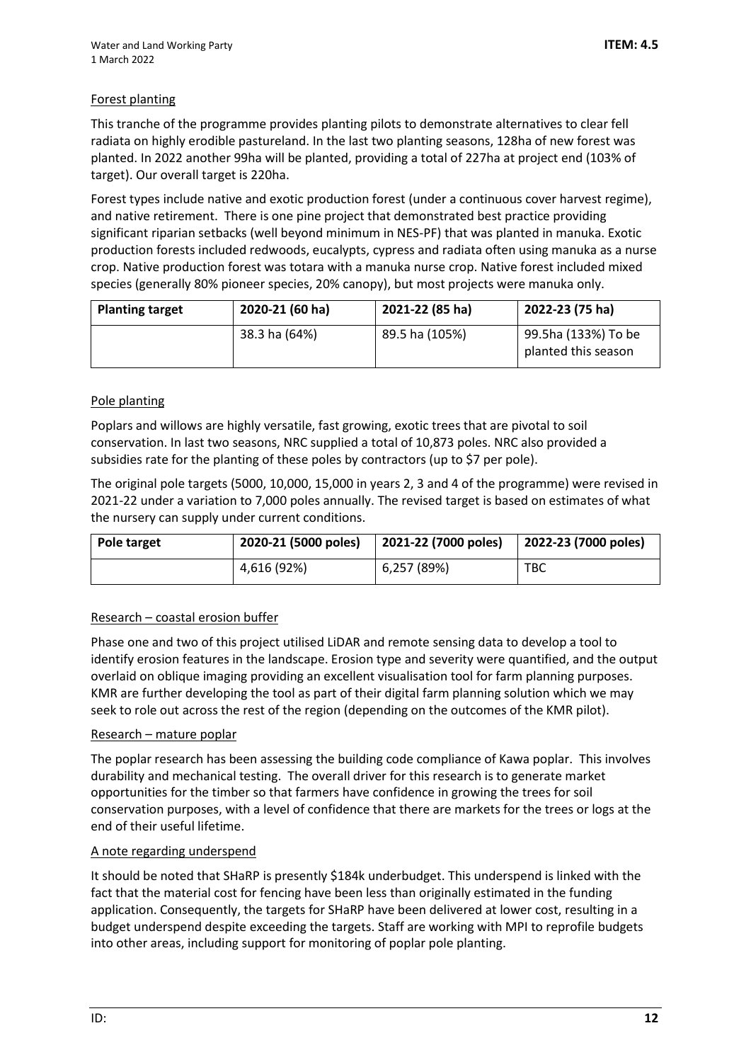Forest planting

This tranche of the programme provides planting pilots to demonstrate alternatives to clear fell radiata on highly erodible pastureland. In the last two planting seasons, 128ha of new forest was planted. In 2022 another 99ha will be planted, providing a total of 227ha at project end (103% of target). Our overall target is 220ha.

Forest types include native and exotic production forest (under a continuous cover harvest regime), and native retirement. There is one pine project that demonstrated best practice providing significant riparian setbacks (well beyond minimum in NES-PF) that was planted in manuka. Exotic production forests included redwoods, eucalypts, cypress and radiata often using manuka as a nurse crop. Native production forest was totara with a manuka nurse crop. Native forest included mixed species (generally 80% pioneer species, 20% canopy), but most projects were manuka only.

| Planting target | 2020-21 (60 ha) | 2021-22 (85 ha) | 2022-23 (75 ha) |
|---|---|---|---|
| | 38.3 ha (64%) | 89.5 ha (105%) | 99.5ha (133%) To be planted this season |

Pole planting

Poplars and willows are highly versatile, fast growing, exotic trees that are pivotal to soil conservation. In last two seasons, NRC supplied a total of 10,873 poles. NRC also provided a subsidies rate for the planting of these poles by contractors (up to $7 per pole).

The original pole targets (5000, 10,000, 15,000 in years 2, 3 and 4 of the programme) were revised in 2021-22 under a variation to 7,000 poles annually. The revised target is based on estimates of what the nursery can supply under current conditions.

| Pole target | 2020-21 (5000 poles) | 2021-22 (7000 poles) | 2022-23 (7000 poles) |
|---|---|---|---|
| | 4,616 (92%) | 6,257 (89%) | TBC |

Research – coastal erosion buffer

Phase one and two of this project utilised LiDAR and remote sensing data to develop a tool to identify erosion features in the landscape. Erosion type and severity were quantified, and the output overlaid on oblique imaging providing an excellent visualisation tool for farm planning purposes. KMR are further developing the tool as part of their digital farm planning solution which we may seek to role out across the rest of the region (depending on the outcomes of the KMR pilot).

Research – mature poplar

The poplar research has been assessing the building code compliance of Kawa poplar. This involves durability and mechanical testing. The overall driver for this research is to generate market opportunities for the timber so that farmers have confidence in growing the trees for soil conservation purposes, with a level of confidence that there are markets for the trees or logs at the end of their useful lifetime.

A note regarding underspend

It should be noted that SHaRP is presently $184k underbudget. This underspend is linked with the fact that the material cost for fencing have been less than originally estimated in the funding application. Consequently, the targets for SHaRP have been delivered at lower cost, resulting in a budget underspend despite exceeding the targets. Staff are working with MPI to reprofile budgets into other areas, including support for monitoring of poplar pole planting.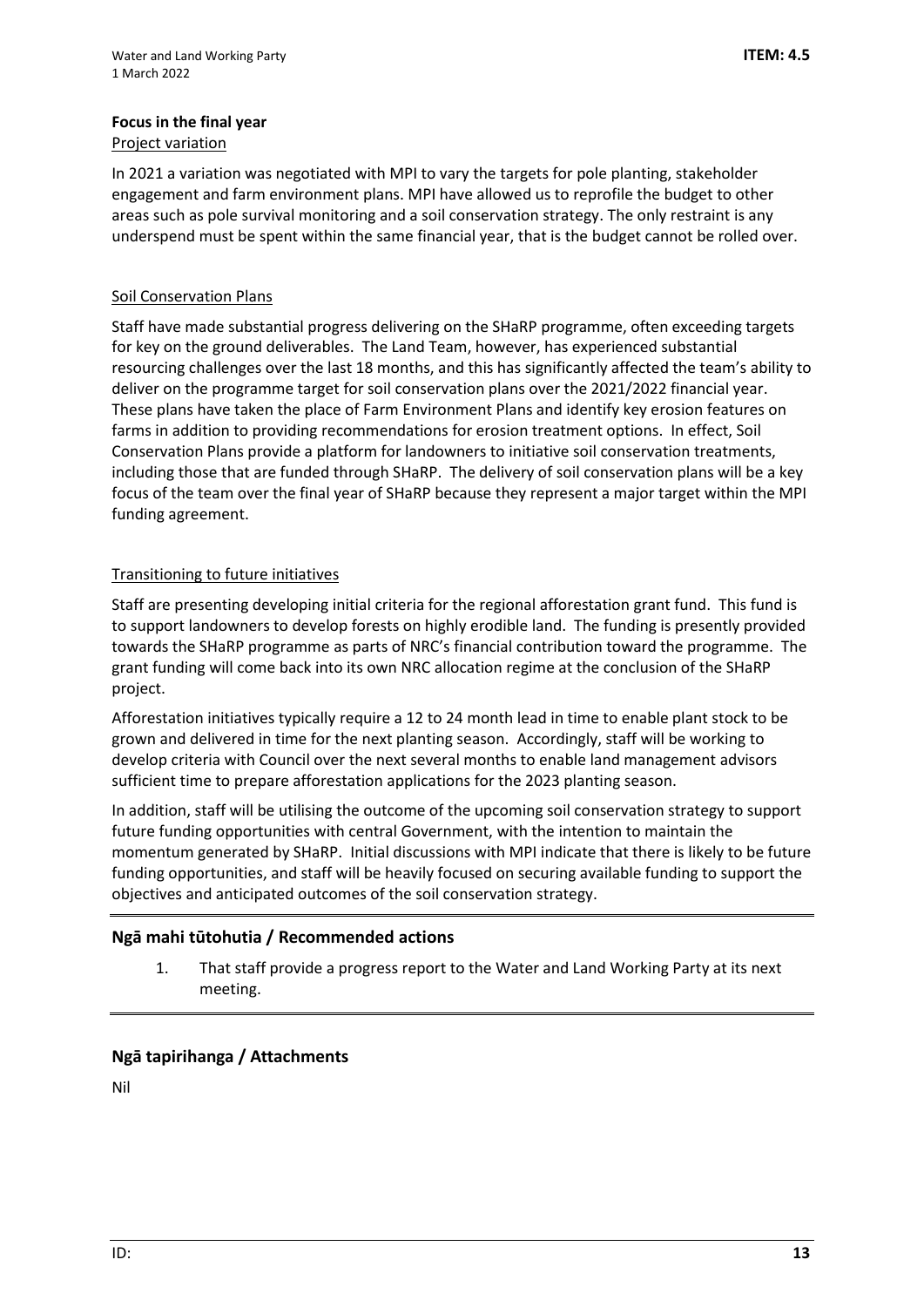### Focus in the final year

Project variation

In 2021 a variation was negotiated with MPI to vary the targets for pole planting, stakeholder engagement and farm environment plans. MPI have allowed us to reprofile the budget to other areas such as pole survival monitoring and a soil conservation strategy. The only restraint is any underspend must be spent within the same financial year, that is the budget cannot be rolled over.

Soil Conservation Plans

Staff have made substantial progress delivering on the SHaRP programme, often exceeding targets for key on the ground deliverables. The Land Team, however, has experienced substantial resourcing challenges over the last 18 months, and this has significantly affected the team's ability to deliver on the programme target for soil conservation plans over the 2021/2022 financial year. These plans have taken the place of Farm Environment Plans and identify key erosion features on farms in addition to providing recommendations for erosion treatment options. In effect, Soil Conservation Plans provide a platform for landowners to initiative soil conservation treatments, including those that are funded through SHaRP. The delivery of soil conservation plans will be a key focus of the team over the final year of SHaRP because they represent a major target within the MPI funding agreement.

Transitioning to future initiatives

Staff are presenting developing initial criteria for the regional afforestation grant fund. This fund is to support landowners to develop forests on highly erodible land. The funding is presently provided towards the SHaRP programme as parts of NRC's financial contribution toward the programme. The grant funding will come back into its own NRC allocation regime at the conclusion of the SHaRP project.

Afforestation initiatives typically require a 12 to 24 month lead in time to enable plant stock to be grown and delivered in time for the next planting season. Accordingly, staff will be working to develop criteria with Council over the next several months to enable land management advisors sufficient time to prepare afforestation applications for the 2023 planting season.

In addition, staff will be utilising the outcome of the upcoming soil conservation strategy to support future funding opportunities with central Government, with the intention to maintain the momentum generated by SHaRP. Initial discussions with MPI indicate that there is likely to be future funding opportunities, and staff will be heavily focused on securing available funding to support the objectives and anticipated outcomes of the soil conservation strategy.

### Ngā mahi tūtohutia / Recommended actions

1. That staff provide a progress report to the Water and Land Working Party at its next meeting.

### Ngā tapirihanga / Attachments

Nil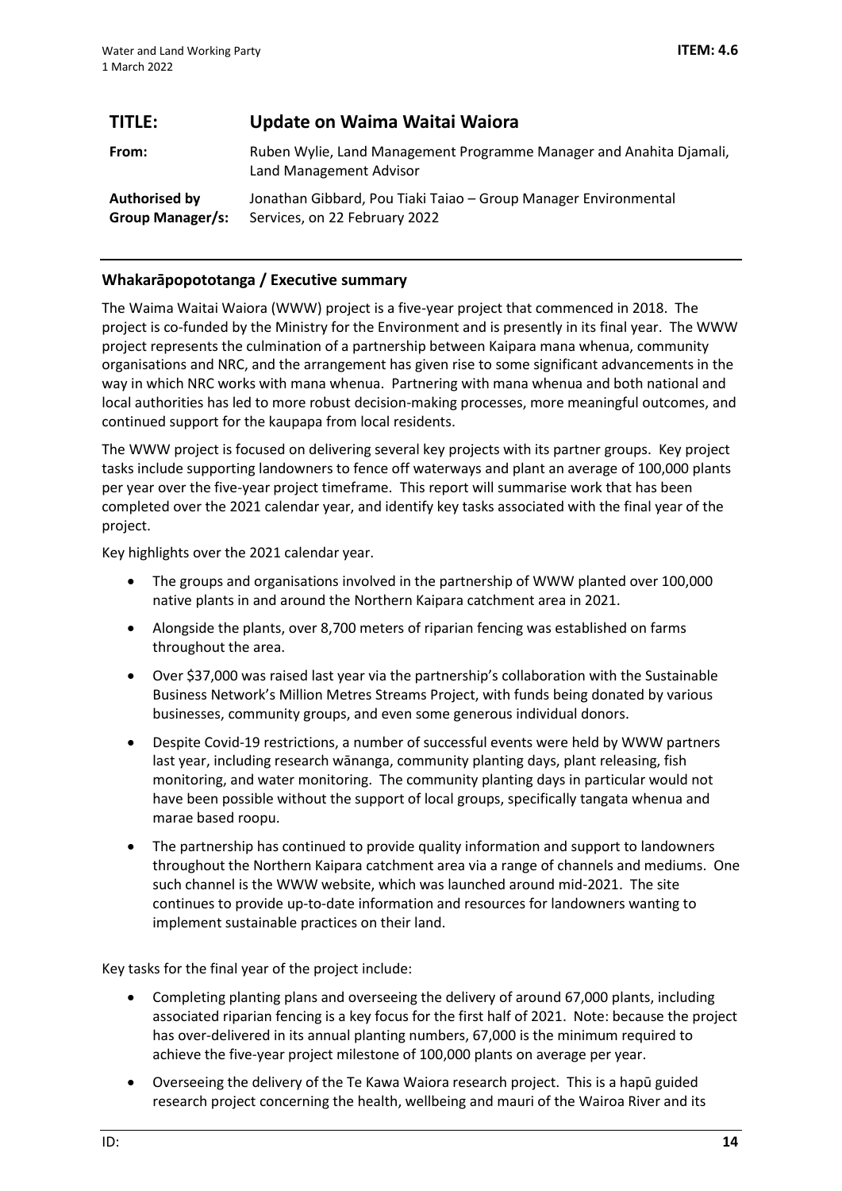| **TITLE:** | **Update on Waima Waitai Waiora** |
|---|---|
| **From:** | Ruben Wylie, Land Management Programme Manager and Anahita Djamali, Land Management Advisor |
| **Authorised by Group Manager/s:** | Jonathan Gibbard, Pou Tiaki Taiao – Group Manager Environmental Services, on 22 February 2022 |

## Whakarāpopototanga / Executive summary

The Waima Waitai Waiora (WWW) project is a five-year project that commenced in 2018. The project is co-funded by the Ministry for the Environment and is presently in its final year. The WWW project represents the culmination of a partnership between Kaipara mana whenua, community organisations and NRC, and the arrangement has given rise to some significant advancements in the way in which NRC works with mana whenua. Partnering with mana whenua and both national and local authorities has led to more robust decision-making processes, more meaningful outcomes, and continued support for the kaupapa from local residents.

The WWW project is focused on delivering several key projects with its partner groups. Key project tasks include supporting landowners to fence off waterways and plant an average of 100,000 plants per year over the five-year project timeframe. This report will summarise work that has been completed over the 2021 calendar year, and identify key tasks associated with the final year of the project.

Key highlights over the 2021 calendar year.

- The groups and organisations involved in the partnership of WWW planted over 100,000 native plants in and around the Northern Kaipara catchment area in 2021.
- Alongside the plants, over 8,700 meters of riparian fencing was established on farms throughout the area.
- Over $37,000 was raised last year via the partnership's collaboration with the Sustainable Business Network's Million Metres Streams Project, with funds being donated by various businesses, community groups, and even some generous individual donors.
- Despite Covid-19 restrictions, a number of successful events were held by WWW partners last year, including research wānanga, community planting days, plant releasing, fish monitoring, and water monitoring. The community planting days in particular would not have been possible without the support of local groups, specifically tangata whenua and marae based roopu.
- The partnership has continued to provide quality information and support to landowners throughout the Northern Kaipara catchment area via a range of channels and mediums. One such channel is the WWW website, which was launched around mid-2021. The site continues to provide up-to-date information and resources for landowners wanting to implement sustainable practices on their land.

Key tasks for the final year of the project include:

- Completing planting plans and overseeing the delivery of around 67,000 plants, including associated riparian fencing is a key focus for the first half of 2021. Note: because the project has over-delivered in its annual planting numbers, 67,000 is the minimum required to achieve the five-year project milestone of 100,000 plants on average per year.
- Overseeing the delivery of the Te Kawa Waiora research project. This is a hapū guided research project concerning the health, wellbeing and mauri of the Wairoa River and its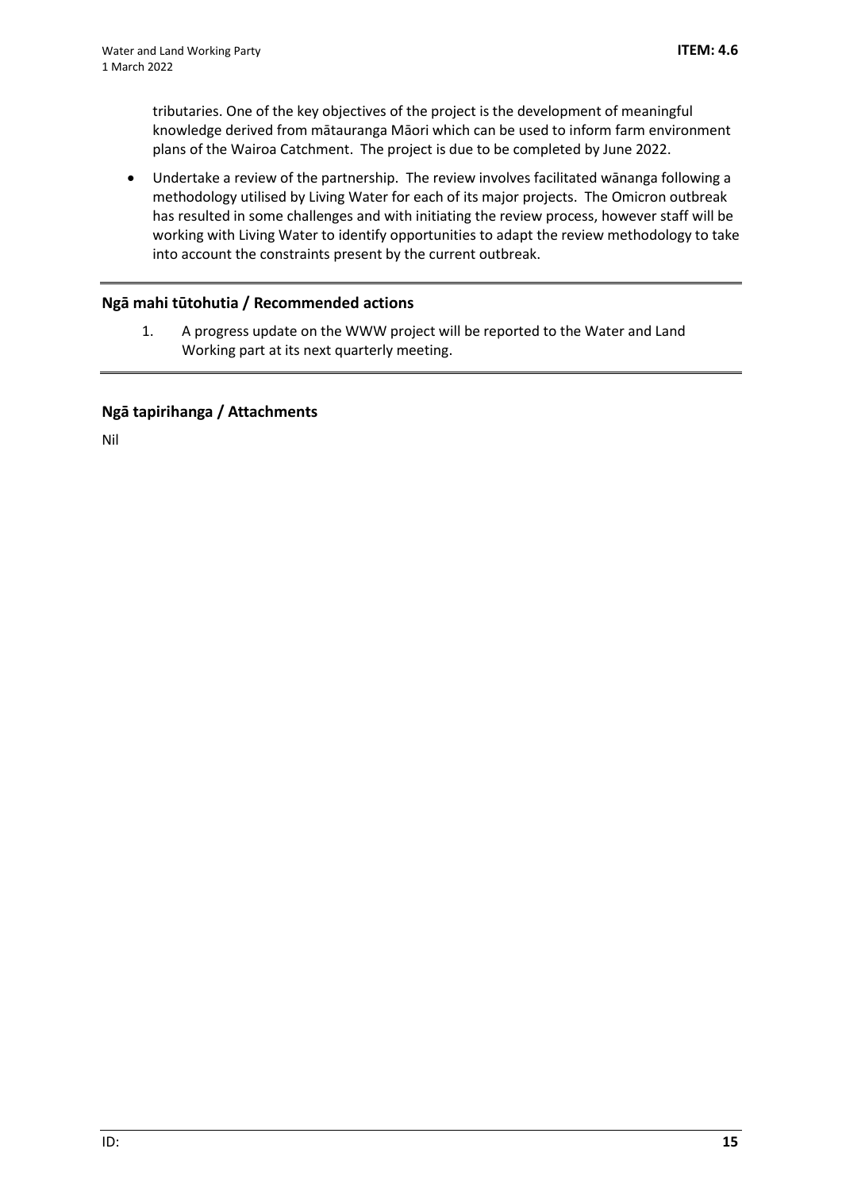tributaries. One of the key objectives of the project is the development of meaningful knowledge derived from mātauranga Māori which can be used to inform farm environment plans of the Wairoa Catchment. The project is due to be completed by June 2022.

- Undertake a review of the partnership. The review involves facilitated wānanga following a methodology utilised by Living Water for each of its major projects. The Omicron outbreak has resulted in some challenges and with initiating the review process, however staff will be working with Living Water to identify opportunities to adapt the review methodology to take into account the constraints present by the current outbreak.

## Ngā mahi tūtohutia / Recommended actions

1. A progress update on the WWW project will be reported to the Water and Land Working part at its next quarterly meeting.

## Ngā tapirihanga / Attachments

Nil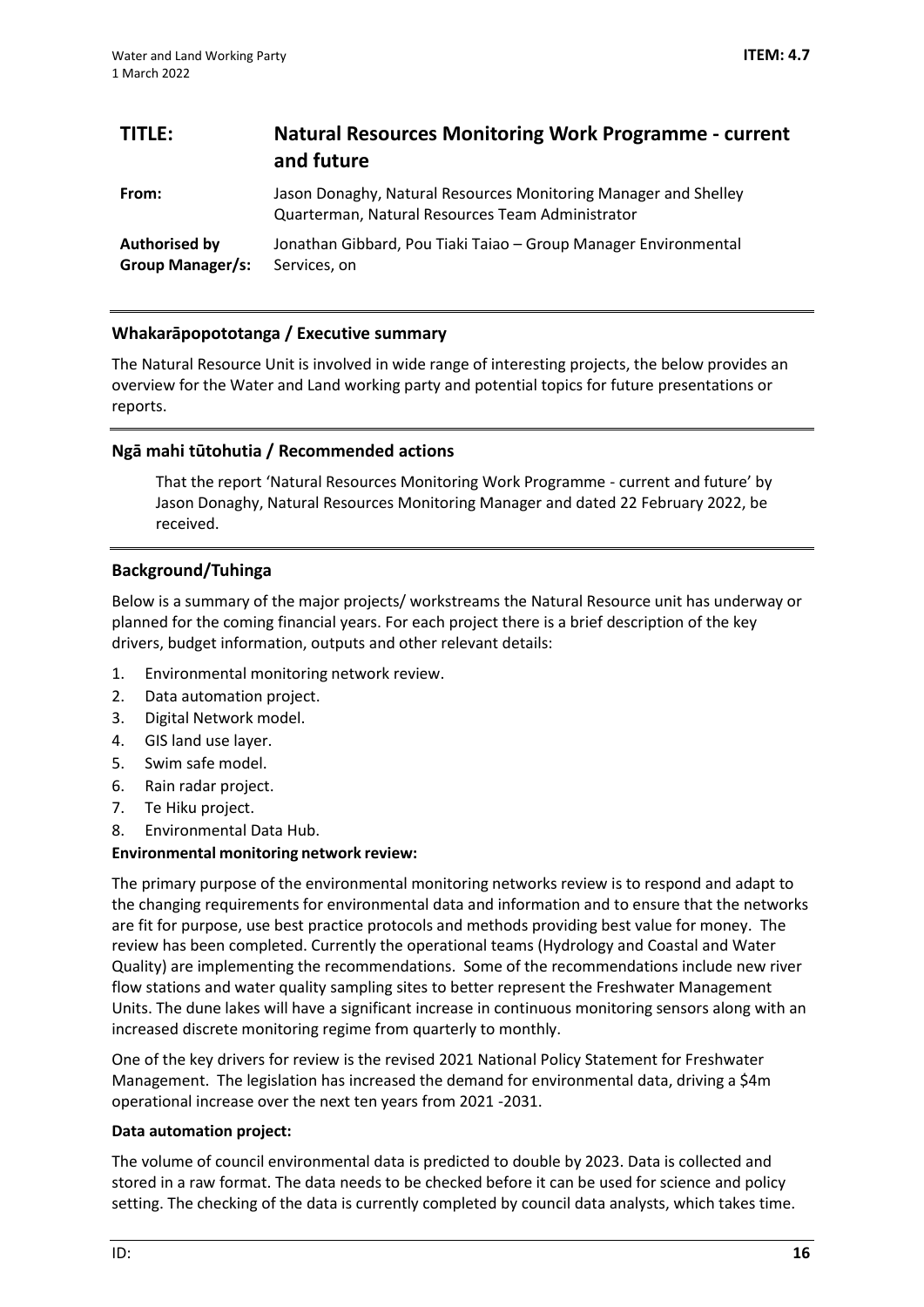## TITLE: Natural Resources Monitoring Work Programme - current and future

**From:** Jason Donaghy, Natural Resources Monitoring Manager and Shelley Quarterman, Natural Resources Team Administrator

**Authorised by Group Manager/s:** Jonathan Gibbard, Pou Tiaki Taiao – Group Manager Environmental Services, on

### Whakarāpopototanga / Executive summary

The Natural Resource Unit is involved in wide range of interesting projects, the below provides an overview for the Water and Land working party and potential topics for future presentations or reports.

### Ngā mahi tūtohutia / Recommended actions

That the report 'Natural Resources Monitoring Work Programme - current and future' by Jason Donaghy, Natural Resources Monitoring Manager and dated 22 February 2022, be received.

### Background/Tuhinga

Below is a summary of the major projects/ workstreams the Natural Resource unit has underway or planned for the coming financial years. For each project there is a brief description of the key drivers, budget information, outputs and other relevant details:

1. Environmental monitoring network review.
2. Data automation project.
3. Digital Network model.
4. GIS land use layer.
5. Swim safe model.
6. Rain radar project.
7. Te Hiku project.
8. Environmental Data Hub.

**Environmental monitoring network review:**

The primary purpose of the environmental monitoring networks review is to respond and adapt to the changing requirements for environmental data and information and to ensure that the networks are fit for purpose, use best practice protocols and methods providing best value for money. The review has been completed. Currently the operational teams (Hydrology and Coastal and Water Quality) are implementing the recommendations. Some of the recommendations include new river flow stations and water quality sampling sites to better represent the Freshwater Management Units. The dune lakes will have a significant increase in continuous monitoring sensors along with an increased discrete monitoring regime from quarterly to monthly.

One of the key drivers for review is the revised 2021 National Policy Statement for Freshwater Management. The legislation has increased the demand for environmental data, driving a $4m operational increase over the next ten years from 2021 -2031.

**Data automation project:**

The volume of council environmental data is predicted to double by 2023. Data is collected and stored in a raw format. The data needs to be checked before it can be used for science and policy setting. The checking of the data is currently completed by council data analysts, which takes time.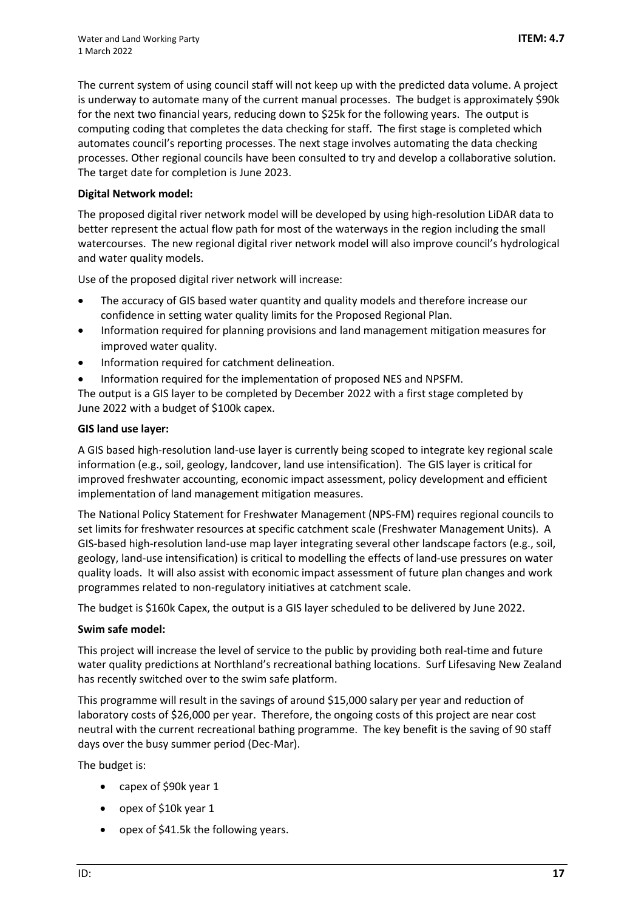The current system of using council staff will not keep up with the predicted data volume. A project is underway to automate many of the current manual processes. The budget is approximately $90k for the next two financial years, reducing down to $25k for the following years. The output is computing coding that completes the data checking for staff. The first stage is completed which automates council's reporting processes. The next stage involves automating the data checking processes. Other regional councils have been consulted to try and develop a collaborative solution. The target date for completion is June 2023.

**Digital Network model:**

The proposed digital river network model will be developed by using high-resolution LiDAR data to better represent the actual flow path for most of the waterways in the region including the small watercourses. The new regional digital river network model will also improve council's hydrological and water quality models.

Use of the proposed digital river network will increase:

- The accuracy of GIS based water quantity and quality models and therefore increase our confidence in setting water quality limits for the Proposed Regional Plan.
- Information required for planning provisions and land management mitigation measures for improved water quality.
- Information required for catchment delineation.
- Information required for the implementation of proposed NES and NPSFM.

The output is a GIS layer to be completed by December 2022 with a first stage completed by June 2022 with a budget of $100k capex.

**GIS land use layer:**

A GIS based high-resolution land-use layer is currently being scoped to integrate key regional scale information (e.g., soil, geology, landcover, land use intensification). The GIS layer is critical for improved freshwater accounting, economic impact assessment, policy development and efficient implementation of land management mitigation measures.

The National Policy Statement for Freshwater Management (NPS-FM) requires regional councils to set limits for freshwater resources at specific catchment scale (Freshwater Management Units). A GIS-based high-resolution land-use map layer integrating several other landscape factors (e.g., soil, geology, land-use intensification) is critical to modelling the effects of land-use pressures on water quality loads. It will also assist with economic impact assessment of future plan changes and work programmes related to non-regulatory initiatives at catchment scale.

The budget is $160k Capex, the output is a GIS layer scheduled to be delivered by June 2022.

**Swim safe model:**

This project will increase the level of service to the public by providing both real-time and future water quality predictions at Northland's recreational bathing locations. Surf Lifesaving New Zealand has recently switched over to the swim safe platform.

This programme will result in the savings of around $15,000 salary per year and reduction of laboratory costs of $26,000 per year. Therefore, the ongoing costs of this project are near cost neutral with the current recreational bathing programme. The key benefit is the saving of 90 staff days over the busy summer period (Dec-Mar).

The budget is:

- capex of $90k year 1
- opex of $10k year 1
- opex of $41.5k the following years.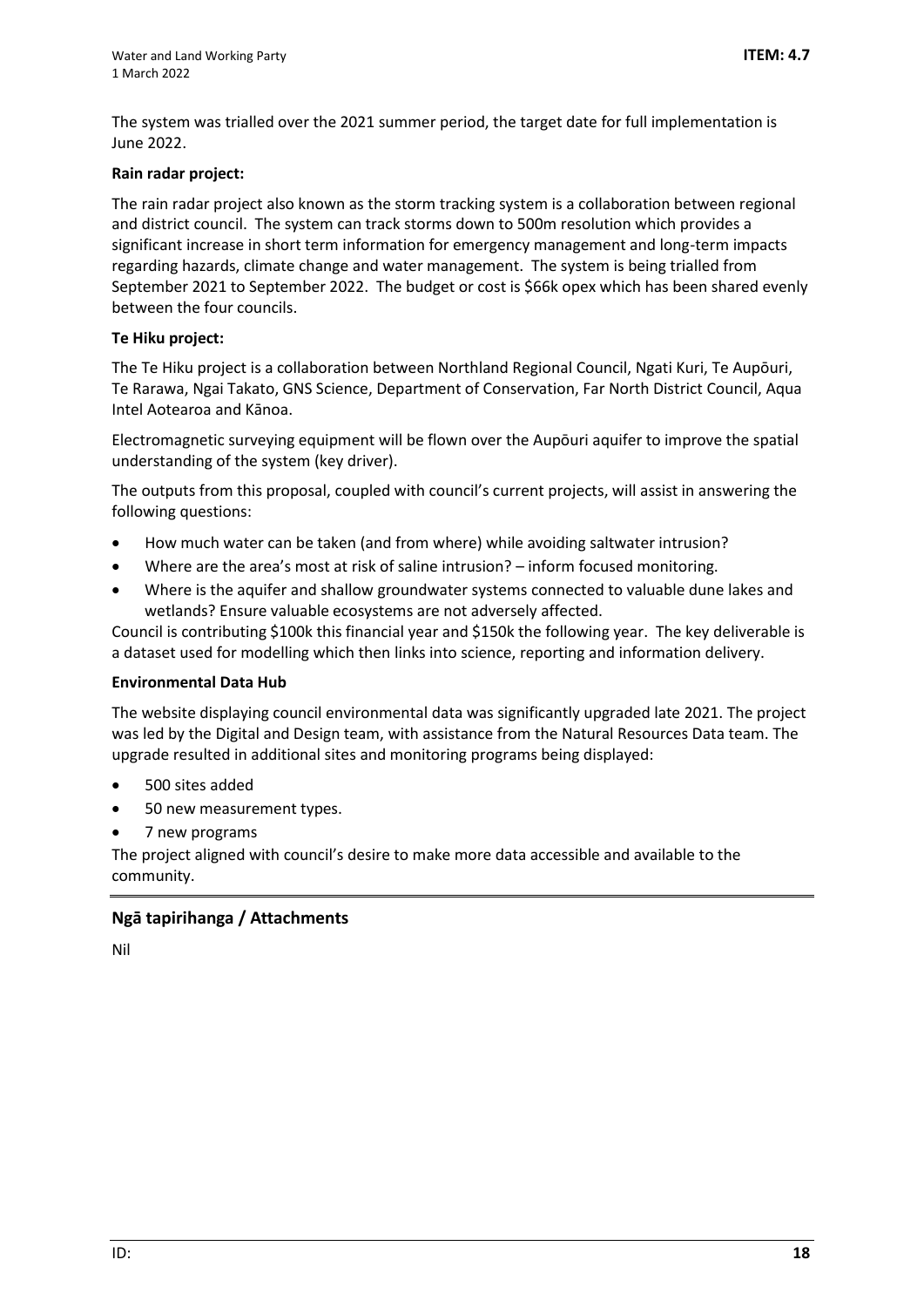The system was trialled over the 2021 summer period, the target date for full implementation is June 2022.

**Rain radar project:**

The rain radar project also known as the storm tracking system is a collaboration between regional and district council. The system can track storms down to 500m resolution which provides a significant increase in short term information for emergency management and long-term impacts regarding hazards, climate change and water management. The system is being trialled from September 2021 to September 2022. The budget or cost is $66k opex which has been shared evenly between the four councils.

**Te Hiku project:**

The Te Hiku project is a collaboration between Northland Regional Council, Ngati Kuri, Te Aupōuri, Te Rarawa, Ngai Takato, GNS Science, Department of Conservation, Far North District Council, Aqua Intel Aotearoa and Kānoa.

Electromagnetic surveying equipment will be flown over the Aupōuri aquifer to improve the spatial understanding of the system (key driver).

The outputs from this proposal, coupled with council's current projects, will assist in answering the following questions:

- How much water can be taken (and from where) while avoiding saltwater intrusion?
- Where are the area's most at risk of saline intrusion? – inform focused monitoring.
- Where is the aquifer and shallow groundwater systems connected to valuable dune lakes and wetlands? Ensure valuable ecosystems are not adversely affected.

Council is contributing $100k this financial year and $150k the following year. The key deliverable is a dataset used for modelling which then links into science, reporting and information delivery.

**Environmental Data Hub**

The website displaying council environmental data was significantly upgraded late 2021. The project was led by the Digital and Design team, with assistance from the Natural Resources Data team. The upgrade resulted in additional sites and monitoring programs being displayed:

- 500 sites added
- 50 new measurement types.
- 7 new programs

The project aligned with council's desire to make more data accessible and available to the community.

## Ngā tapirihanga / Attachments

Nil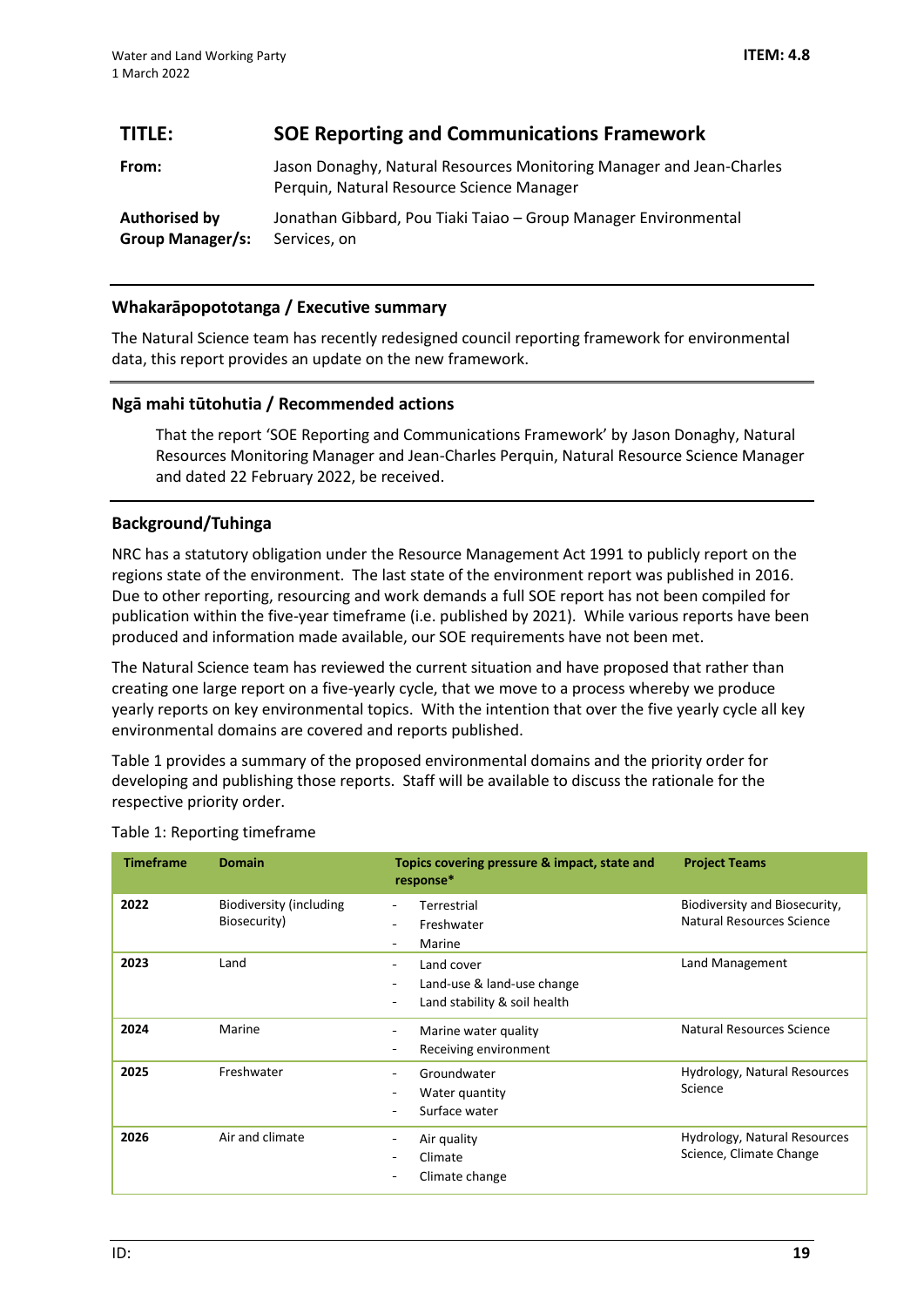## TITLE: SOE Reporting and Communications Framework

**From:** Jason Donaghy, Natural Resources Monitoring Manager and Jean-Charles Perquin, Natural Resource Science Manager

**Authorised by Group Manager/s:** Jonathan Gibbard, Pou Tiaki Taiao – Group Manager Environmental Services, on

### Whakarāpopototanga / Executive summary

The Natural Science team has recently redesigned council reporting framework for environmental data, this report provides an update on the new framework.

### Ngā mahi tūtohutia / Recommended actions

That the report 'SOE Reporting and Communications Framework' by Jason Donaghy, Natural Resources Monitoring Manager and Jean-Charles Perquin, Natural Resource Science Manager and dated 22 February 2022, be received.

### Background/Tuhinga

NRC has a statutory obligation under the Resource Management Act 1991 to publicly report on the regions state of the environment. The last state of the environment report was published in 2016. Due to other reporting, resourcing and work demands a full SOE report has not been compiled for publication within the five-year timeframe (i.e. published by 2021). While various reports have been produced and information made available, our SOE requirements have not been met.

The Natural Science team has reviewed the current situation and have proposed that rather than creating one large report on a five-yearly cycle, that we move to a process whereby we produce yearly reports on key environmental topics. With the intention that over the five yearly cycle all key environmental domains are covered and reports published.

Table 1 provides a summary of the proposed environmental domains and the priority order for developing and publishing those reports. Staff will be available to discuss the rationale for the respective priority order.

Table 1: Reporting timeframe

| Timeframe | Domain | Topics covering pressure & impact, state and response* | Project Teams |
|---|---|---|---|
| 2022 | Biodiversity (including Biosecurity) | - Terrestrial<br>- Freshwater<br>- Marine | Biodiversity and Biosecurity, Natural Resources Science |
| 2023 | Land | - Land cover<br>- Land-use & land-use change<br>- Land stability & soil health | Land Management |
| 2024 | Marine | - Marine water quality<br>- Receiving environment | Natural Resources Science |
| 2025 | Freshwater | - Groundwater<br>- Water quantity<br>- Surface water | Hydrology, Natural Resources Science |
| 2026 | Air and climate | - Air quality<br>- Climate<br>- Climate change | Hydrology, Natural Resources Science, Climate Change |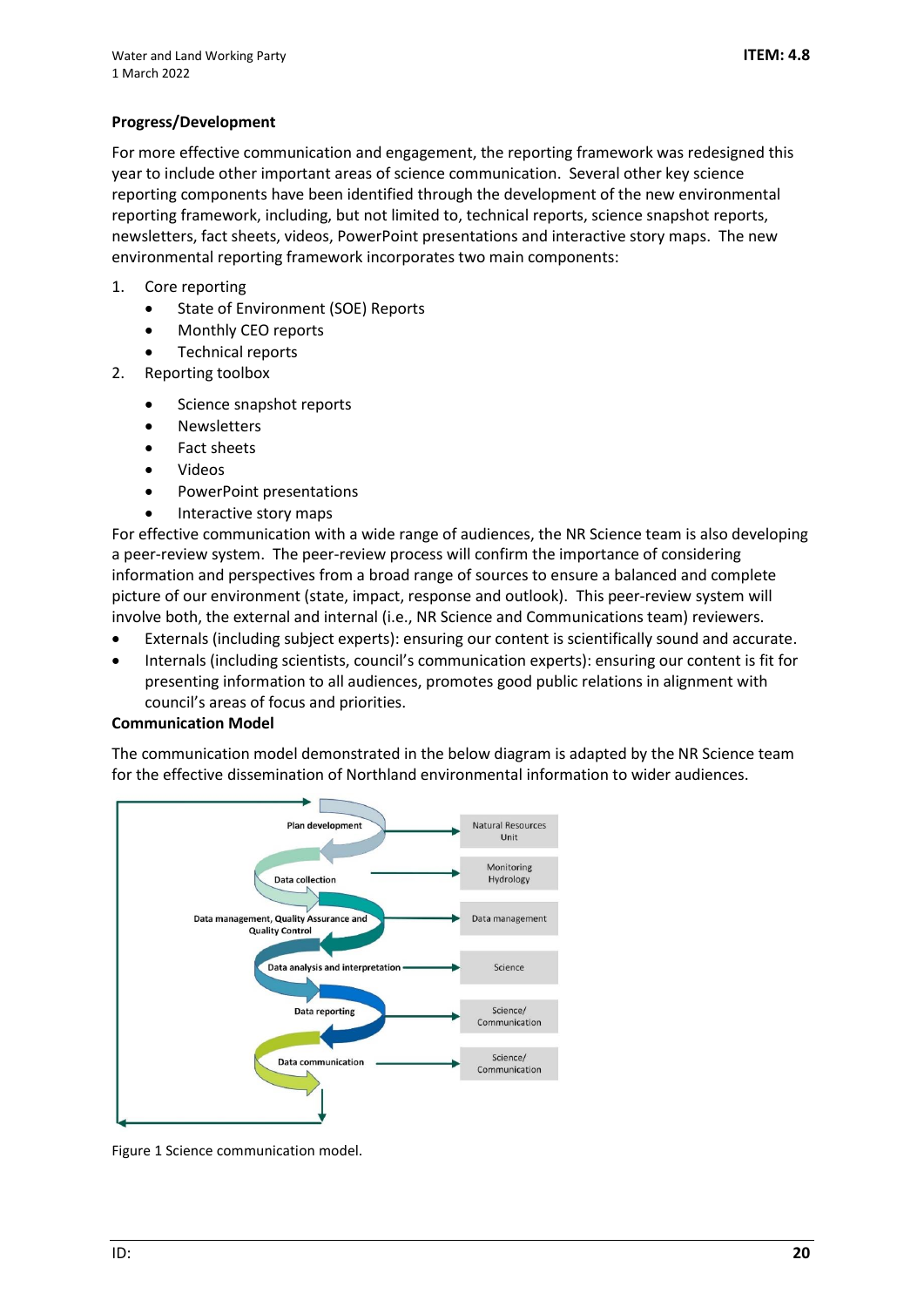**Progress/Development**

For more effective communication and engagement, the reporting framework was redesigned this year to include other important areas of science communication. Several other key science reporting components have been identified through the development of the new environmental reporting framework, including, but not limited to, technical reports, science snapshot reports, newsletters, fact sheets, videos, PowerPoint presentations and interactive story maps. The new environmental reporting framework incorporates two main components:

1. Core reporting
   - State of Environment (SOE) Reports
   - Monthly CEO reports
   - Technical reports
2. Reporting toolbox
   - Science snapshot reports
   - Newsletters
   - Fact sheets
   - Videos
   - PowerPoint presentations
   - Interactive story maps

For effective communication with a wide range of audiences, the NR Science team is also developing a peer-review system. The peer-review process will confirm the importance of considering information and perspectives from a broad range of sources to ensure a balanced and complete picture of our environment (state, impact, response and outlook). This peer-review system will involve both, the external and internal (i.e., NR Science and Communications team) reviewers.

- Externals (including subject experts): ensuring our content is scientifically sound and accurate.
- Internals (including scientists, council's communication experts): ensuring our content is fit for presenting information to all audiences, promotes good public relations in alignment with council's areas of focus and priorities.

**Communication Model**

The communication model demonstrated in the below diagram is adapted by the NR Science team for the effective dissemination of Northland environmental information to wider audiences.

| Stage | Responsible |
| --- | --- |
| Plan development | Natural Resources Unit |
| Data collection | Monitoring Hydrology |
| Data management, Quality Assurance and Quality Control | Data management |
| Data analysis and interpretation | Science |
| Data reporting | Science/ Communication |
| Data communication | Science/ Communication |

Figure 1 Science communication model.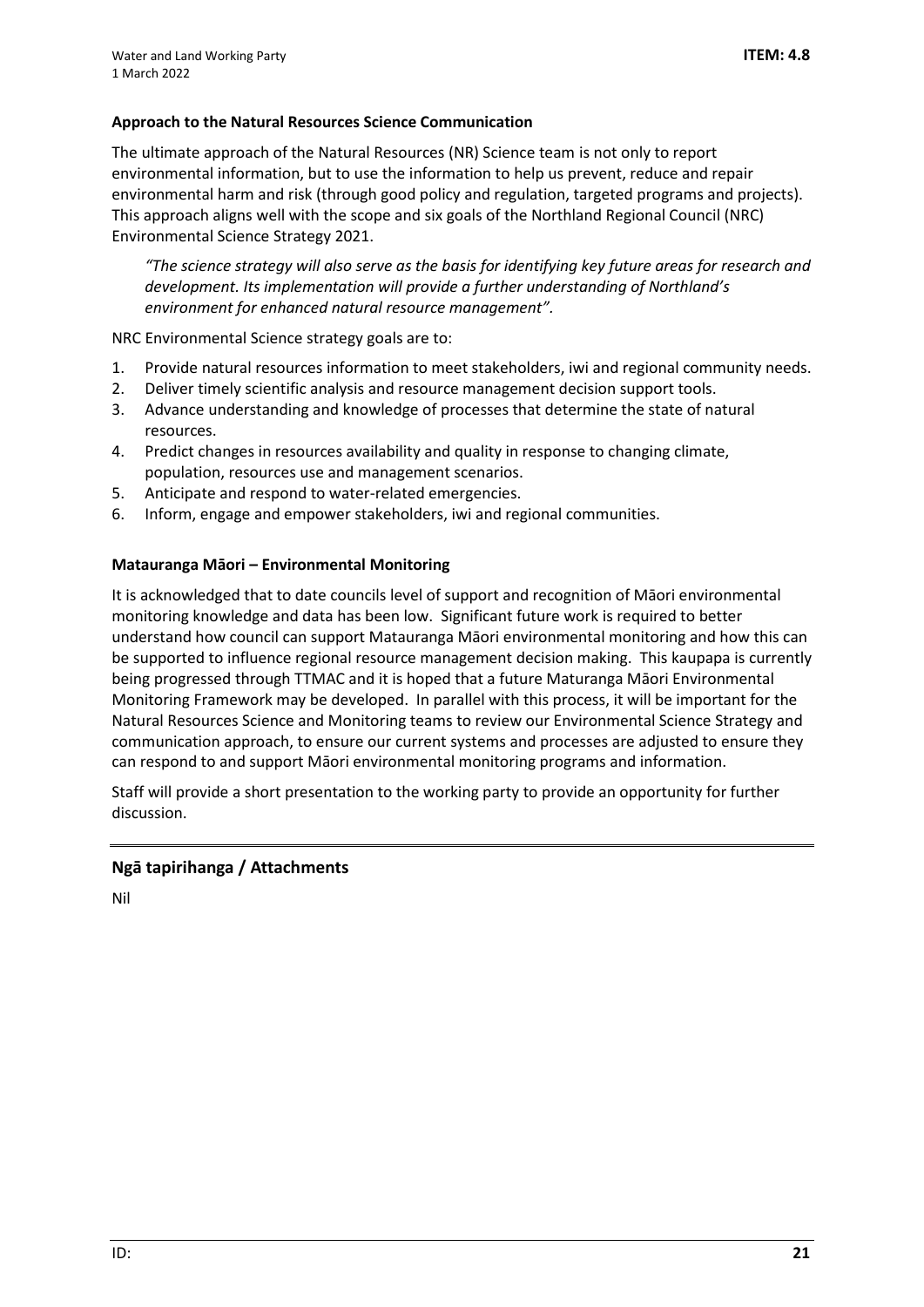**Approach to the Natural Resources Science Communication**

The ultimate approach of the Natural Resources (NR) Science team is not only to report environmental information, but to use the information to help us prevent, reduce and repair environmental harm and risk (through good policy and regulation, targeted programs and projects). This approach aligns well with the scope and six goals of the Northland Regional Council (NRC) Environmental Science Strategy 2021.

> *"The science strategy will also serve as the basis for identifying key future areas for research and development. Its implementation will provide a further understanding of Northland's environment for enhanced natural resource management".*

NRC Environmental Science strategy goals are to:

1. Provide natural resources information to meet stakeholders, iwi and regional community needs.
2. Deliver timely scientific analysis and resource management decision support tools.
3. Advance understanding and knowledge of processes that determine the state of natural resources.
4. Predict changes in resources availability and quality in response to changing climate, population, resources use and management scenarios.
5. Anticipate and respond to water-related emergencies.
6. Inform, engage and empower stakeholders, iwi and regional communities.

**Matauranga Māori – Environmental Monitoring**

It is acknowledged that to date councils level of support and recognition of Māori environmental monitoring knowledge and data has been low. Significant future work is required to better understand how council can support Matauranga Māori environmental monitoring and how this can be supported to influence regional resource management decision making. This kaupapa is currently being progressed through TTMAC and it is hoped that a future Maturanga Māori Environmental Monitoring Framework may be developed. In parallel with this process, it will be important for the Natural Resources Science and Monitoring teams to review our Environmental Science Strategy and communication approach, to ensure our current systems and processes are adjusted to ensure they can respond to and support Māori environmental monitoring programs and information.

Staff will provide a short presentation to the working party to provide an opportunity for further discussion.

## Ngā tapirihanga / Attachments

Nil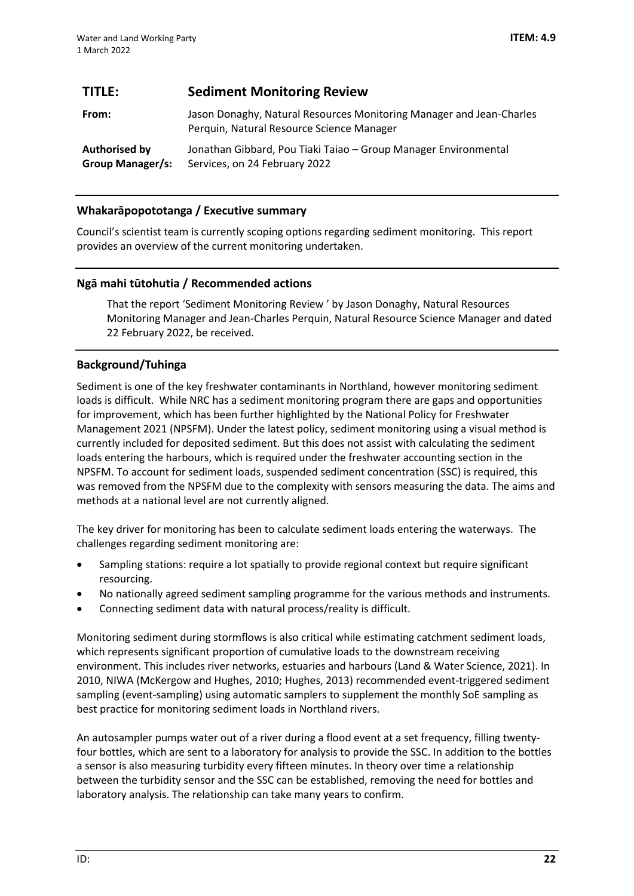## TITLE: Sediment Monitoring Review

**From:** Jason Donaghy, Natural Resources Monitoring Manager and Jean-Charles Perquin, Natural Resource Science Manager

**Authorised by Group Manager/s:** Jonathan Gibbard, Pou Tiaki Taiao – Group Manager Environmental Services, on 24 February 2022

### Whakarāpopototanga / Executive summary

Council's scientist team is currently scoping options regarding sediment monitoring. This report provides an overview of the current monitoring undertaken.

### Ngā mahi tūtohutia / Recommended actions

That the report 'Sediment Monitoring Review ' by Jason Donaghy, Natural Resources Monitoring Manager and Jean-Charles Perquin, Natural Resource Science Manager and dated 22 February 2022, be received.

### Background/Tuhinga

Sediment is one of the key freshwater contaminants in Northland, however monitoring sediment loads is difficult. While NRC has a sediment monitoring program there are gaps and opportunities for improvement, which has been further highlighted by the National Policy for Freshwater Management 2021 (NPSFM). Under the latest policy, sediment monitoring using a visual method is currently included for deposited sediment. But this does not assist with calculating the sediment loads entering the harbours, which is required under the freshwater accounting section in the NPSFM. To account for sediment loads, suspended sediment concentration (SSC) is required, this was removed from the NPSFM due to the complexity with sensors measuring the data. The aims and methods at a national level are not currently aligned.

The key driver for monitoring has been to calculate sediment loads entering the waterways. The challenges regarding sediment monitoring are:

- Sampling stations: require a lot spatially to provide regional context but require significant resourcing.
- No nationally agreed sediment sampling programme for the various methods and instruments.
- Connecting sediment data with natural process/reality is difficult.

Monitoring sediment during stormflows is also critical while estimating catchment sediment loads, which represents significant proportion of cumulative loads to the downstream receiving environment. This includes river networks, estuaries and harbours (Land & Water Science, 2021). In 2010, NIWA (McKergow and Hughes, 2010; Hughes, 2013) recommended event-triggered sediment sampling (event-sampling) using automatic samplers to supplement the monthly SoE sampling as best practice for monitoring sediment loads in Northland rivers.

An autosampler pumps water out of a river during a flood event at a set frequency, filling twenty-four bottles, which are sent to a laboratory for analysis to provide the SSC. In addition to the bottles a sensor is also measuring turbidity every fifteen minutes. In theory over time a relationship between the turbidity sensor and the SSC can be established, removing the need for bottles and laboratory analysis. The relationship can take many years to confirm.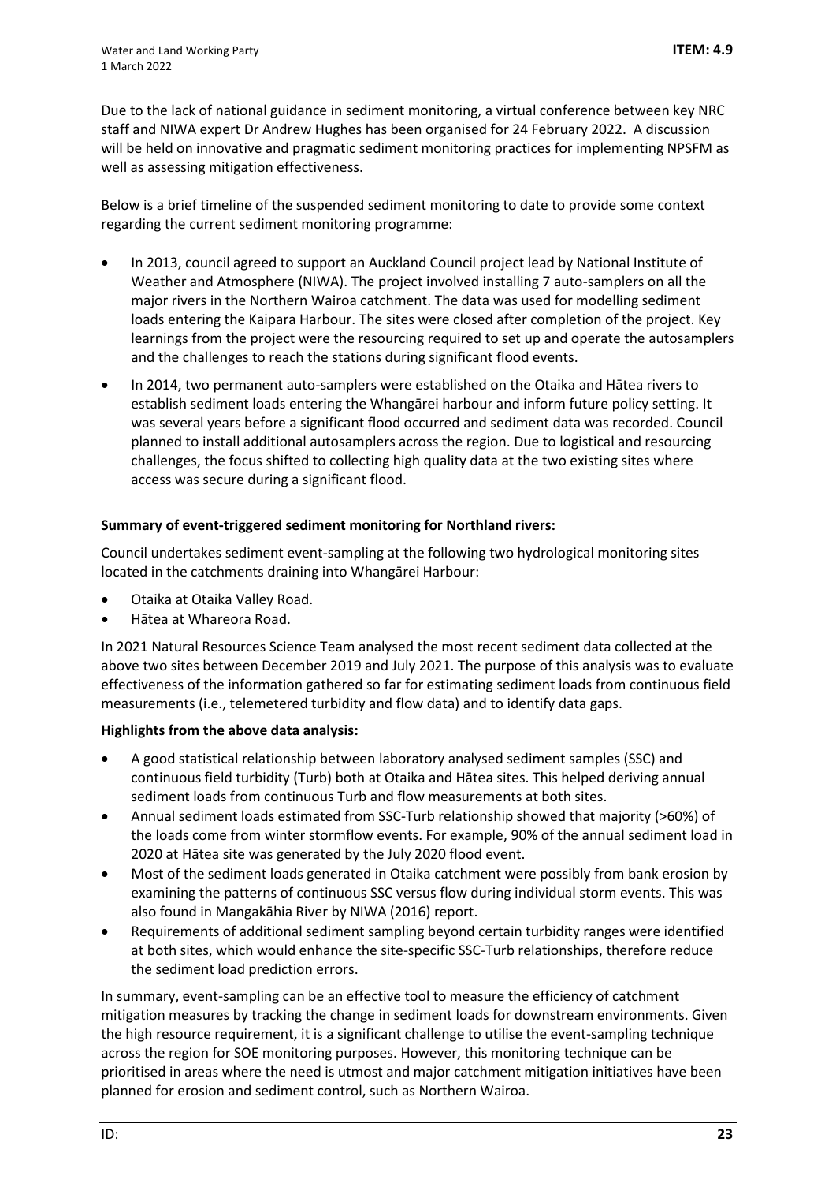Due to the lack of national guidance in sediment monitoring, a virtual conference between key NRC staff and NIWA expert Dr Andrew Hughes has been organised for 24 February 2022. A discussion will be held on innovative and pragmatic sediment monitoring practices for implementing NPSFM as well as assessing mitigation effectiveness.

Below is a brief timeline of the suspended sediment monitoring to date to provide some context regarding the current sediment monitoring programme:

- In 2013, council agreed to support an Auckland Council project lead by National Institute of Weather and Atmosphere (NIWA). The project involved installing 7 auto-samplers on all the major rivers in the Northern Wairoa catchment. The data was used for modelling sediment loads entering the Kaipara Harbour. The sites were closed after completion of the project. Key learnings from the project were the resourcing required to set up and operate the autosamplers and the challenges to reach the stations during significant flood events.
- In 2014, two permanent auto-samplers were established on the Otaika and Hātea rivers to establish sediment loads entering the Whangārei harbour and inform future policy setting. It was several years before a significant flood occurred and sediment data was recorded. Council planned to install additional autosamplers across the region. Due to logistical and resourcing challenges, the focus shifted to collecting high quality data at the two existing sites where access was secure during a significant flood.

**Summary of event-triggered sediment monitoring for Northland rivers:**

Council undertakes sediment event-sampling at the following two hydrological monitoring sites located in the catchments draining into Whangārei Harbour:

- Otaika at Otaika Valley Road.
- Hātea at Whareora Road.

In 2021 Natural Resources Science Team analysed the most recent sediment data collected at the above two sites between December 2019 and July 2021. The purpose of this analysis was to evaluate effectiveness of the information gathered so far for estimating sediment loads from continuous field measurements (i.e., telemetered turbidity and flow data) and to identify data gaps.

**Highlights from the above data analysis:**

- A good statistical relationship between laboratory analysed sediment samples (SSC) and continuous field turbidity (Turb) both at Otaika and Hātea sites. This helped deriving annual sediment loads from continuous Turb and flow measurements at both sites.
- Annual sediment loads estimated from SSC-Turb relationship showed that majority (>60%) of the loads come from winter stormflow events. For example, 90% of the annual sediment load in 2020 at Hātea site was generated by the July 2020 flood event.
- Most of the sediment loads generated in Otaika catchment were possibly from bank erosion by examining the patterns of continuous SSC versus flow during individual storm events. This was also found in Mangakāhia River by NIWA (2016) report.
- Requirements of additional sediment sampling beyond certain turbidity ranges were identified at both sites, which would enhance the site-specific SSC-Turb relationships, therefore reduce the sediment load prediction errors.

In summary, event-sampling can be an effective tool to measure the efficiency of catchment mitigation measures by tracking the change in sediment loads for downstream environments. Given the high resource requirement, it is a significant challenge to utilise the event-sampling technique across the region for SOE monitoring purposes. However, this monitoring technique can be prioritised in areas where the need is utmost and major catchment mitigation initiatives have been planned for erosion and sediment control, such as Northern Wairoa.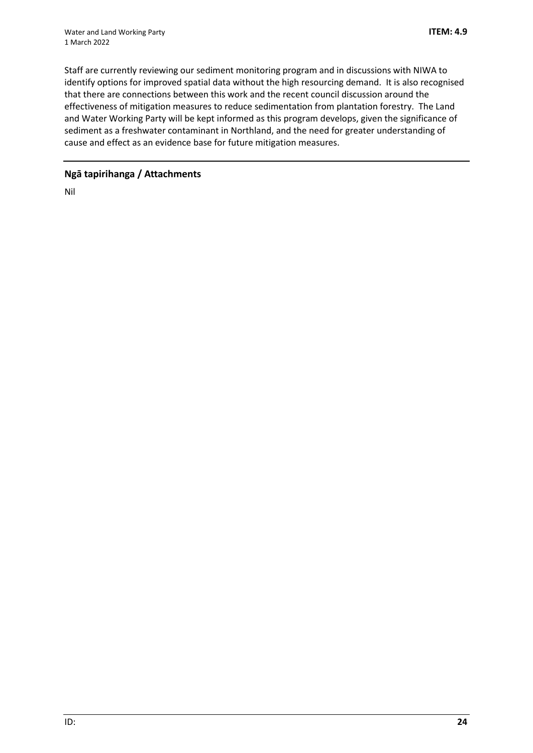Staff are currently reviewing our sediment monitoring program and in discussions with NIWA to identify options for improved spatial data without the high resourcing demand. It is also recognised that there are connections between this work and the recent council discussion around the effectiveness of mitigation measures to reduce sedimentation from plantation forestry. The Land and Water Working Party will be kept informed as this program develops, given the significance of sediment as a freshwater contaminant in Northland, and the need for greater understanding of cause and effect as an evidence base for future mitigation measures.

## Ngā tapirihanga / Attachments

Nil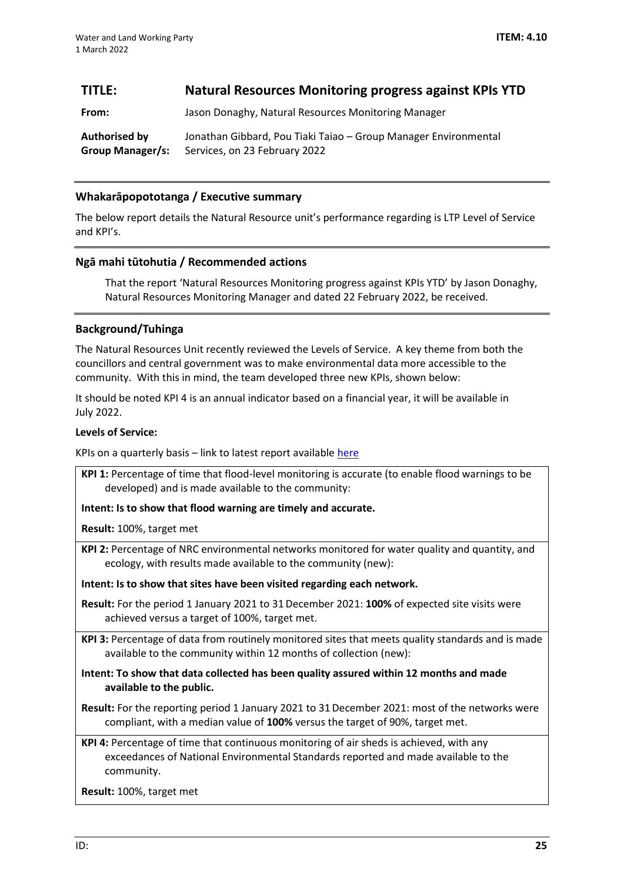## TITLE: Natural Resources Monitoring progress against KPIs YTD

**From:** Jason Donaghy, Natural Resources Monitoring Manager

**Authorised by Group Manager/s:** Jonathan Gibbard, Pou Tiaki Taiao – Group Manager Environmental Services, on 23 February 2022

### Whakarāpopototanga / Executive summary

The below report details the Natural Resource unit's performance regarding is LTP Level of Service and KPI's.

### Ngā mahi tūtohutia / Recommended actions

That the report 'Natural Resources Monitoring progress against KPIs YTD' by Jason Donaghy, Natural Resources Monitoring Manager and dated 22 February 2022, be received.

### Background/Tuhinga

The Natural Resources Unit recently reviewed the Levels of Service. A key theme from both the councillors and central government was to make environmental data more accessible to the community. With this in mind, the team developed three new KPIs, shown below:

It should be noted KPI 4 is an annual indicator based on a financial year, it will be available in July 2022.

**Levels of Service:**

KPIs on a quarterly basis – link to latest report available here

**KPI 1:** Percentage of time that flood-level monitoring is accurate (to enable flood warnings to be developed) and is made available to the community:

**Intent: Is to show that flood warning are timely and accurate.**

**Result:** 100%, target met

**KPI 2:** Percentage of NRC environmental networks monitored for water quality and quantity, and ecology, with results made available to the community (new):

**Intent: Is to show that sites have been visited regarding each network.**

**Result:** For the period 1 January 2021 to 31 December 2021: **100%** of expected site visits were achieved versus a target of 100%, target met.

**KPI 3:** Percentage of data from routinely monitored sites that meets quality standards and is made available to the community within 12 months of collection (new):

**Intent: To show that data collected has been quality assured within 12 months and made available to the public.**

**Result:** For the reporting period 1 January 2021 to 31 December 2021: most of the networks were compliant, with a median value of **100%** versus the target of 90%, target met.

**KPI 4:** Percentage of time that continuous monitoring of air sheds is achieved, with any exceedances of National Environmental Standards reported and made available to the community.

**Result:** 100%, target met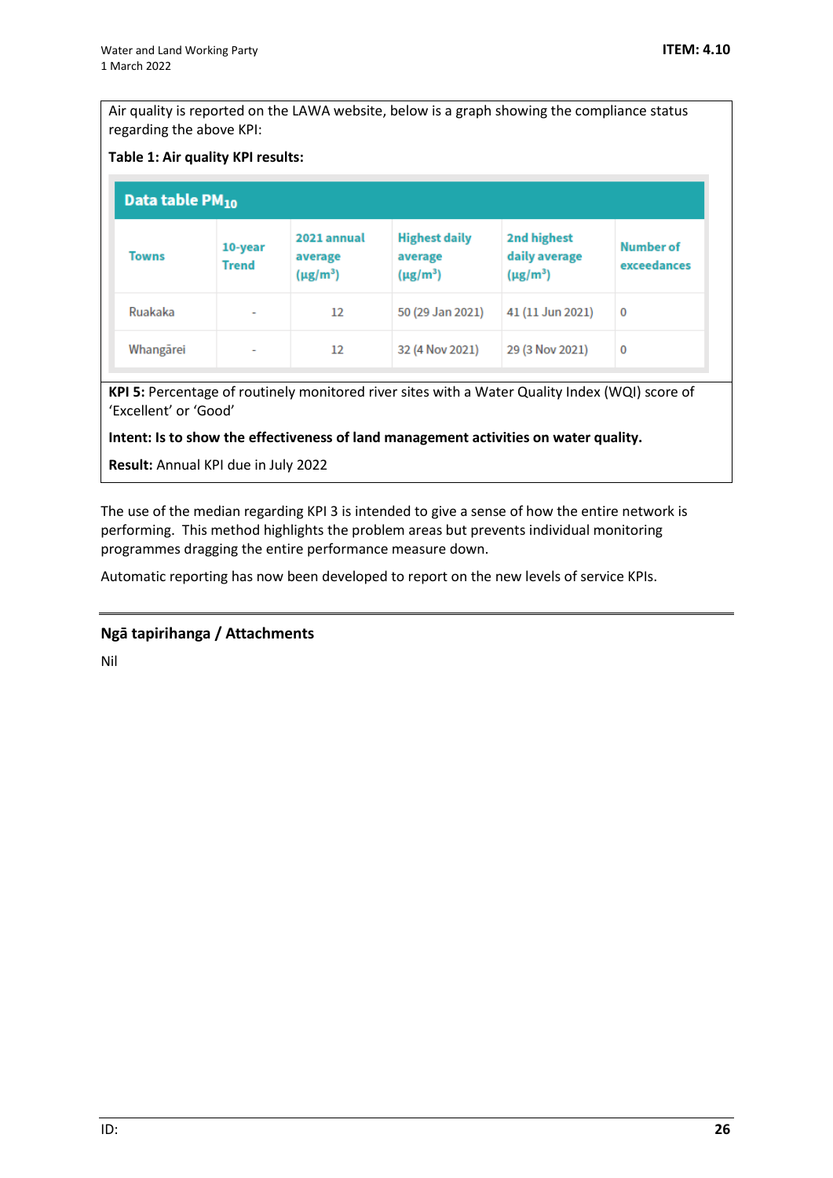Air quality is reported on the LAWA website, below is a graph showing the compliance status regarding the above KPI:

**Table 1: Air quality KPI results:**

**Data table $PM_{10}$**

| Towns | 10-year Trend | 2021 annual average (µg/m³) | Highest daily average (µg/m³) | 2nd highest daily average (µg/m³) | Number of exceedances |
|---|---|---|---|---|---|
| Ruakaka | - | 12 | 50 (29 Jan 2021) | 41 (11 Jun 2021) | 0 |
| Whangārei | - | 12 | 32 (4 Nov 2021) | 29 (3 Nov 2021) | 0 |

**KPI 5:** Percentage of routinely monitored river sites with a Water Quality Index (WQI) score of 'Excellent' or 'Good'

**Intent: Is to show the effectiveness of land management activities on water quality.**

**Result:** Annual KPI due in July 2022

The use of the median regarding KPI 3 is intended to give a sense of how the entire network is performing. This method highlights the problem areas but prevents individual monitoring programmes dragging the entire performance measure down.

Automatic reporting has now been developed to report on the new levels of service KPIs.

## Ngā tapirihanga / Attachments

Nil